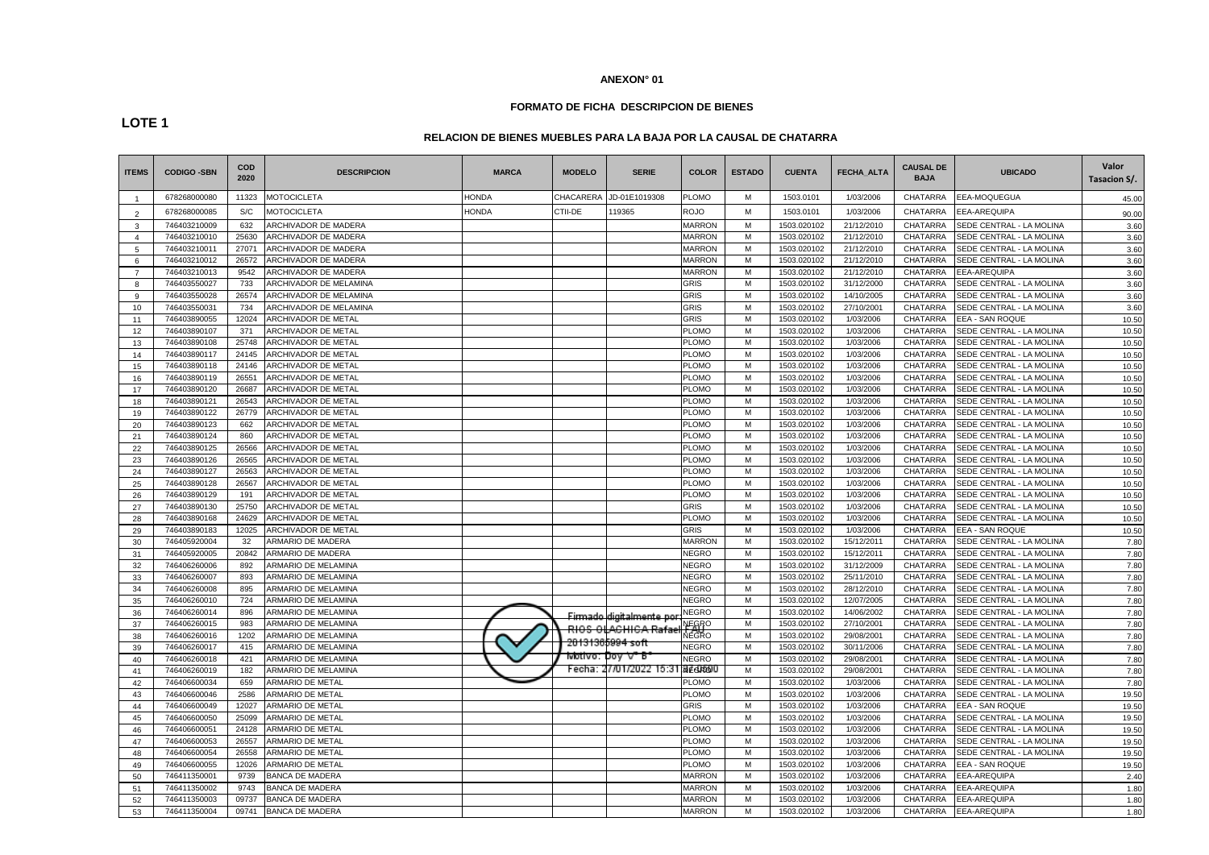# ANEXON° 01

## FORMATO DE FICHA DESCRIPCION DE BIENES

**LOTE 1**

### RELACION DE BIENES MUEBLES PARA LA BAJA POR LA CAUSAL DE CHATARRA

| ITEMS | CODIGO -SBN | COD 2020 | DESCRIPCION | MARCA | MODELO | SERIE | COLOR | ESTADO | CUENTA | FECHA_ALTA | CAUSAL DE BAJA | UBICADO | Valor Tasacion S/. |
|---|---|---|---|---|---|---|---|---|---|---|---|---|---|
| 1 | 678268000080 | 11323 | MOTOCICLETA | HONDA | CHACARERA | JD-01E1019308 | PLOMO | M | 1503.0101 | 1/03/2006 | CHATARRA | EEA-MOQUEGUA | 45.00 |
| 2 | 678268000085 | S/C | MOTOCICLETA | HONDA | CTII-DE | 119365 | ROJO | M | 1503.0101 | 1/03/2006 | CHATARRA | EEA-AREQUIPA | 90.00 |
| 3 | 746403210009 | 632 | ARCHIVADOR DE MADERA | | | | MARRON | M | 1503.020102 | 21/12/2010 | CHATARRA | SEDE CENTRAL - LA MOLINA | 3.60 |
| 4 | 746403210010 | 25630 | ARCHIVADOR DE MADERA | | | | MARRON | M | 1503.020102 | 21/12/2010 | CHATARRA | SEDE CENTRAL - LA MOLINA | 3.60 |
| 5 | 746403210011 | 27071 | ARCHIVADOR DE MADERA | | | | MARRON | M | 1503.020102 | 21/12/2010 | CHATARRA | SEDE CENTRAL - LA MOLINA | 3.60 |
| 6 | 746403210012 | 26572 | ARCHIVADOR DE MADERA | | | | MARRON | M | 1503.020102 | 21/12/2010 | CHATARRA | SEDE CENTRAL - LA MOLINA | 3.60 |
| 7 | 746403210013 | 9542 | ARCHIVADOR DE MADERA | | | | MARRON | M | 1503.020102 | 21/12/2010 | CHATARRA | EEA-AREQUIPA | 3.60 |
| 8 | 746403550027 | 733 | ARCHIVADOR DE MELAMINA | | | | GRIS | M | 1503.020102 | 31/12/2000 | CHATARRA | SEDE CENTRAL - LA MOLINA | 3.60 |
| 9 | 746403550028 | 26574 | ARCHIVADOR DE MELAMINA | | | | GRIS | M | 1503.020102 | 14/10/2005 | CHATARRA | SEDE CENTRAL - LA MOLINA | 3.60 |
| 10 | 746403550031 | 734 | ARCHIVADOR DE MELAMINA | | | | GRIS | M | 1503.020102 | 27/10/2001 | CHATARRA | SEDE CENTRAL - LA MOLINA | 3.60 |
| 11 | 746403890055 | 12024 | ARCHIVADOR DE METAL | | | | GRIS | M | 1503.020102 | 1/03/2006 | CHATARRA | EEA - SAN ROQUE | 10.50 |
| 12 | 746403890107 | 371 | ARCHIVADOR DE METAL | | | | PLOMO | M | 1503.020102 | 1/03/2006 | CHATARRA | SEDE CENTRAL - LA MOLINA | 10.50 |
| 13 | 746403890108 | 25748 | ARCHIVADOR DE METAL | | | | PLOMO | M | 1503.020102 | 1/03/2006 | CHATARRA | SEDE CENTRAL - LA MOLINA | 10.50 |
| 14 | 746403890117 | 24145 | ARCHIVADOR DE METAL | | | | PLOMO | M | 1503.020102 | 1/03/2006 | CHATARRA | SEDE CENTRAL - LA MOLINA | 10.50 |
| 15 | 746403890118 | 24146 | ARCHIVADOR DE METAL | | | | PLOMO | M | 1503.020102 | 1/03/2006 | CHATARRA | SEDE CENTRAL - LA MOLINA | 10.50 |
| 16 | 746403890119 | 26551 | ARCHIVADOR DE METAL | | | | PLOMO | M | 1503.020102 | 1/03/2006 | CHATARRA | SEDE CENTRAL - LA MOLINA | 10.50 |
| 17 | 746403890120 | 26687 | ARCHIVADOR DE METAL | | | | PLOMO | M | 1503.020102 | 1/03/2006 | CHATARRA | SEDE CENTRAL - LA MOLINA | 10.50 |
| 18 | 746403890121 | 26543 | ARCHIVADOR DE METAL | | | | PLOMO | M | 1503.020102 | 1/03/2006 | CHATARRA | SEDE CENTRAL - LA MOLINA | 10.50 |
| 19 | 746403890122 | 26779 | ARCHIVADOR DE METAL | | | | PLOMO | M | 1503.020102 | 1/03/2006 | CHATARRA | SEDE CENTRAL - LA MOLINA | 10.50 |
| 20 | 746403890123 | 662 | ARCHIVADOR DE METAL | | | | PLOMO | M | 1503.020102 | 1/03/2006 | CHATARRA | SEDE CENTRAL - LA MOLINA | 10.50 |
| 21 | 746403890124 | 860 | ARCHIVADOR DE METAL | | | | PLOMO | M | 1503.020102 | 1/03/2006 | CHATARRA | SEDE CENTRAL - LA MOLINA | 10.50 |
| 22 | 746403890125 | 26566 | ARCHIVADOR DE METAL | | | | PLOMO | M | 1503.020102 | 1/03/2006 | CHATARRA | SEDE CENTRAL - LA MOLINA | 10.50 |
| 23 | 746403890126 | 26565 | ARCHIVADOR DE METAL | | | | PLOMO | M | 1503.020102 | 1/03/2006 | CHATARRA | SEDE CENTRAL - LA MOLINA | 10.50 |
| 24 | 746403890127 | 26563 | ARCHIVADOR DE METAL | | | | PLOMO | M | 1503.020102 | 1/03/2006 | CHATARRA | SEDE CENTRAL - LA MOLINA | 10.50 |
| 25 | 746403890128 | 26567 | ARCHIVADOR DE METAL | | | | PLOMO | M | 1503.020102 | 1/03/2006 | CHATARRA | SEDE CENTRAL - LA MOLINA | 10.50 |
| 26 | 746403890129 | 191 | ARCHIVADOR DE METAL | | | | PLOMO | M | 1503.020102 | 1/03/2006 | CHATARRA | SEDE CENTRAL - LA MOLINA | 10.50 |
| 27 | 746403890130 | 25750 | ARCHIVADOR DE METAL | | | | GRIS | M | 1503.020102 | 1/03/2006 | CHATARRA | SEDE CENTRAL - LA MOLINA | 10.50 |
| 28 | 746403890168 | 24629 | ARCHIVADOR DE METAL | | | | PLOMO | M | 1503.020102 | 1/03/2006 | CHATARRA | SEDE CENTRAL - LA MOLINA | 10.50 |
| 29 | 746403890183 | 12025 | ARCHIVADOR DE METAL | | | | GRIS | M | 1503.020102 | 1/03/2006 | CHATARRA | EEA - SAN ROQUE | 10.50 |
| 30 | 746405920004 | 32 | ARMARIO DE MADERA | | | | MARRON | M | 1503.020102 | 15/12/2011 | CHATARRA | SEDE CENTRAL - LA MOLINA | 7.80 |
| 31 | 746405920005 | 20842 | ARMARIO DE MADERA | | | | NEGRO | M | 1503.020102 | 15/12/2011 | CHATARRA | SEDE CENTRAL - LA MOLINA | 7.80 |
| 32 | 746406260006 | 892 | ARMARIO DE MELAMINA | | | | NEGRO | M | 1503.020102 | 31/12/2009 | CHATARRA | SEDE CENTRAL - LA MOLINA | 7.80 |
| 33 | 746406260007 | 893 | ARMARIO DE MELAMINA | | | | NEGRO | M | 1503.020102 | 25/11/2010 | CHATARRA | SEDE CENTRAL - LA MOLINA | 7.80 |
| 34 | 746406260008 | 895 | ARMARIO DE MELAMINA | | | | NEGRO | M | 1503.020102 | 28/12/2010 | CHATARRA | SEDE CENTRAL - LA MOLINA | 7.80 |
| 35 | 746406260010 | 724 | ARMARIO DE MELAMINA | | | | NEGRO | M | 1503.020102 | 12/07/2005 | CHATARRA | SEDE CENTRAL - LA MOLINA | 7.80 |
| 36 | 746406260014 | 896 | ARMARIO DE MELAMINA | | | | NEGRO | M | 1503.020102 | 14/06/2002 | CHATARRA | SEDE CENTRAL - LA MOLINA | 7.80 |
| 37 | 746406260015 | 983 | ARMARIO DE MELAMINA | | | | NEGRO | M | 1503.020102 | 27/10/2001 | CHATARRA | SEDE CENTRAL - LA MOLINA | 7.80 |
| 38 | 746406260016 | 1202 | ARMARIO DE MELAMINA | | | | NEGRO | M | 1503.020102 | 29/08/2001 | CHATARRA | SEDE CENTRAL - LA MOLINA | 7.80 |
| 39 | 746406260017 | 415 | ARMARIO DE MELAMINA | | | | NEGRO | M | 1503.020102 | 30/11/2006 | CHATARRA | SEDE CENTRAL - LA MOLINA | 7.80 |
| 40 | 746406260018 | 421 | ARMARIO DE MELAMINA | | | | NEGRO | M | 1503.020102 | 29/08/2001 | CHATARRA | SEDE CENTRAL - LA MOLINA | 7.80 |
| 41 | 746406260019 | 182 | ARMARIO DE MELAMINA | | | | NEGRO | M | 1503.020102 | 29/08/2001 | CHATARRA | SEDE CENTRAL - LA MOLINA | 7.80 |
| 42 | 746406600034 | 659 | ARMARIO DE METAL | | | | PLOMO | M | 1503.020102 | 1/03/2006 | CHATARRA | SEDE CENTRAL - LA MOLINA | 19.50 |
| 43 | 746406600046 | 2586 | ARMARIO DE METAL | | | | PLOMO | M | 1503.020102 | 1/03/2006 | CHATARRA | SEDE CENTRAL - LA MOLINA | 19.50 |
| 44 | 746406600049 | 12027 | ARMARIO DE METAL | | | | GRIS | M | 1503.020102 | 1/03/2006 | CHATARRA | EEA - SAN ROQUE | 19.50 |
| 45 | 746406600050 | 25099 | ARMARIO DE METAL | | | | PLOMO | M | 1503.020102 | 1/03/2006 | CHATARRA | SEDE CENTRAL - LA MOLINA | 19.50 |
| 46 | 746406600051 | 24128 | ARMARIO DE METAL | | | | PLOMO | M | 1503.020102 | 1/03/2006 | CHATARRA | SEDE CENTRAL - LA MOLINA | 19.50 |
| 47 | 746406600053 | 26557 | ARMARIO DE METAL | | | | PLOMO | M | 1503.020102 | 1/03/2006 | CHATARRA | SEDE CENTRAL - LA MOLINA | 19.50 |
| 48 | 746406600054 | 26558 | ARMARIO DE METAL | | | | PLOMO | M | 1503.020102 | 1/03/2006 | CHATARRA | SEDE CENTRAL - LA MOLINA | 19.50 |
| 49 | 746406600055 | 12026 | ARMARIO DE METAL | | | | PLOMO | M | 1503.020102 | 1/03/2006 | CHATARRA | EEA - SAN ROQUE | 19.50 |
| 50 | 746411350001 | 9739 | BANCA DE MADERA | | | | MARRON | M | 1503.020102 | 1/03/2006 | CHATARRA | EEA-AREQUIPA | 2.40 |
| 51 | 746411350002 | 9743 | BANCA DE MADERA | | | | MARRON | M | 1503.020102 | 1/03/2006 | CHATARRA | EEA-AREQUIPA | 1.80 |
| 52 | 746411350003 | 09737 | BANCA DE MADERA | | | | MARRON | M | 1503.020102 | 1/03/2006 | CHATARRA | EEA-AREQUIPA | 1.80 |
| 53 | 746411350004 | 09741 | BANCA DE MADERA | | | | MARRON | M | 1503.020102 | 1/03/2006 | CHATARRA | EEA-AREQUIPA | 1.80 |

Firmado digitalmente por: RIOS OLACHICA Rafael FAU 20131365994 soft
Motivo: Doy V° B°
Fecha: 27/01/2022 15:31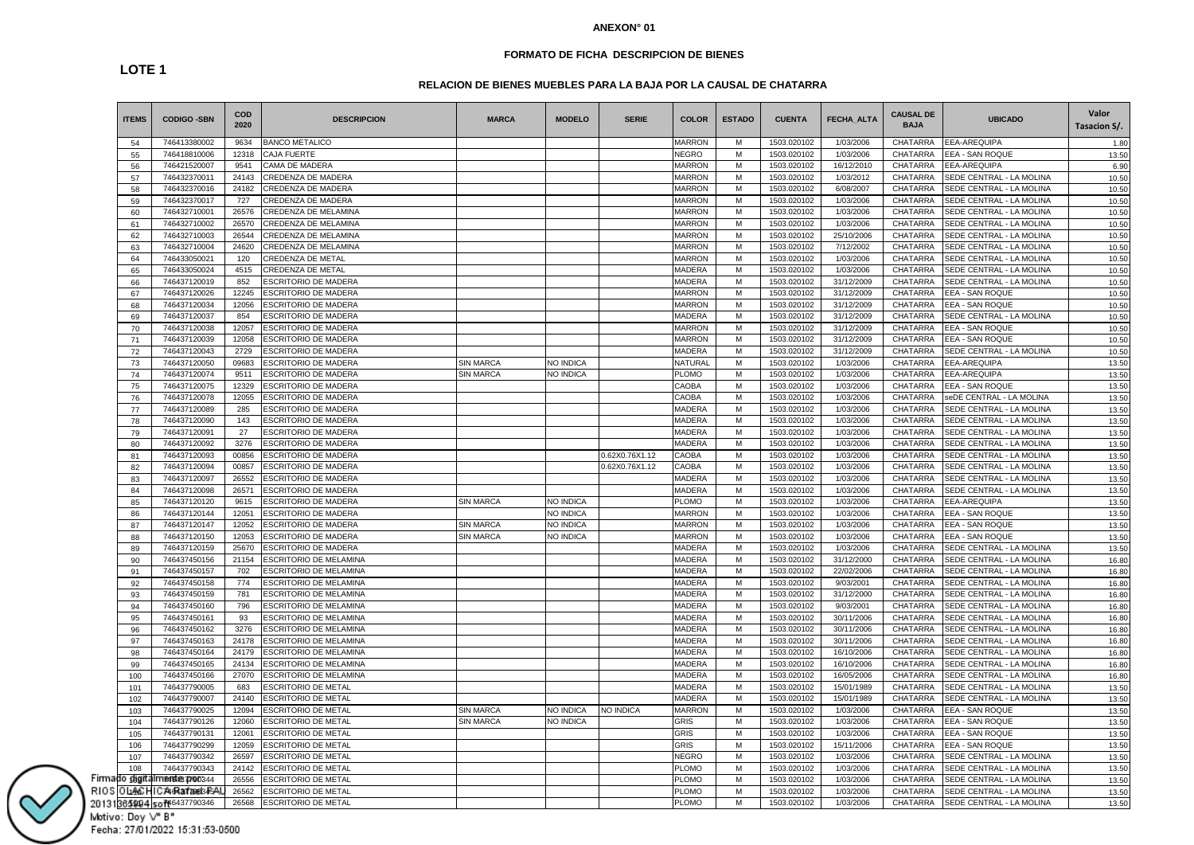**ANEXON° 01**

**FORMATO DE FICHA DESCRIPCION DE BIENES**

**LOTE 1**

**RELACION DE BIENES MUEBLES PARA LA BAJA POR LA CAUSAL DE CHATARRA**

| ITEMS | CODIGO -SBN | COD 2020 | DESCRIPCION | MARCA | MODELO | SERIE | COLOR | ESTADO | CUENTA | FECHA_ALTA | CAUSAL DE BAJA | UBICADO | Valor Tasacion S/. |
|---|---|---|---|---|---|---|---|---|---|---|---|---|---|
| 54 | 746413380002 | 9634 | BANCO METALICO | | | | MARRON | M | 1503.020102 | 1/03/2006 | CHATARRA | EEA-AREQUIPA | 1.80 |
| 55 | 746418810006 | 12318 | CAJA FUERTE | | | | NEGRO | M | 1503.020102 | 1/03/2006 | CHATARRA | EEA - SAN ROQUE | 13.50 |
| 56 | 746421520007 | 9541 | CAMA DE MADERA | | | | MARRON | M | 1503.020102 | 16/12/2010 | CHATARRA | EEA-AREQUIPA | 6.90 |
| 57 | 746432370011 | 24143 | CREDENZA DE MADERA | | | | MARRON | M | 1503.020102 | 1/03/2012 | CHATARRA | SEDE CENTRAL - LA MOLINA | 10.50 |
| 58 | 746432370016 | 24182 | CREDENZA DE MADERA | | | | MARRON | M | 1503.020102 | 6/08/2007 | CHATARRA | SEDE CENTRAL - LA MOLINA | 10.50 |
| 59 | 746432370017 | 727 | CREDENZA DE MADERA | | | | MARRON | M | 1503.020102 | 1/03/2006 | CHATARRA | SEDE CENTRAL - LA MOLINA | 10.50 |
| 60 | 746432710001 | 26576 | CREDENZA DE MELAMINA | | | | MARRON | M | 1503.020102 | 1/03/2006 | CHATARRA | SEDE CENTRAL - LA MOLINA | 10.50 |
| 61 | 746432710002 | 26570 | CREDENZA DE MELAMINA | | | | MARRON | M | 1503.020102 | 1/03/2006 | CHATARRA | SEDE CENTRAL - LA MOLINA | 10.50 |
| 62 | 746432710003 | 26544 | CREDENZA DE MELAMINA | | | | MARRON | M | 1503.020102 | 25/10/2006 | CHATARRA | SEDE CENTRAL - LA MOLINA | 10.50 |
| 63 | 746432710004 | 24620 | CREDENZA DE MELAMINA | | | | MARRON | M | 1503.020102 | 7/12/2002 | CHATARRA | SEDE CENTRAL - LA MOLINA | 10.50 |
| 64 | 746433050021 | 120 | CREDENZA DE METAL | | | | MARRON | M | 1503.020102 | 1/03/2006 | CHATARRA | SEDE CENTRAL - LA MOLINA | 10.50 |
| 65 | 746433050024 | 4515 | CREDENZA DE METAL | | | | MADERA | M | 1503.020102 | 1/03/2006 | CHATARRA | SEDE CENTRAL - LA MOLINA | 10.50 |
| 66 | 746437120019 | 852 | ESCRITORIO DE MADERA | | | | MADERA | M | 1503.020102 | 31/12/2009 | CHATARRA | SEDE CENTRAL - LA MOLINA | 10.50 |
| 67 | 746437120026 | 12245 | ESCRITORIO DE MADERA | | | | MARRON | M | 1503.020102 | 31/12/2009 | CHATARRA | EEA - SAN ROQUE | 10.50 |
| 68 | 746437120034 | 12056 | ESCRITORIO DE MADERA | | | | MARRON | M | 1503.020102 | 31/12/2009 | CHATARRA | EEA - SAN ROQUE | 10.50 |
| 69 | 746437120037 | 854 | ESCRITORIO DE MADERA | | | | MADERA | M | 1503.020102 | 31/12/2009 | CHATARRA | SEDE CENTRAL - LA MOLINA | 10.50 |
| 70 | 746437120038 | 12057 | ESCRITORIO DE MADERA | | | | MARRON | M | 1503.020102 | 31/12/2009 | CHATARRA | EEA - SAN ROQUE | 10.50 |
| 71 | 746437120039 | 12058 | ESCRITORIO DE MADERA | | | | MARRON | M | 1503.020102 | 31/12/2009 | CHATARRA | EEA - SAN ROQUE | 10.50 |
| 72 | 746437120043 | 2729 | ESCRITORIO DE MADERA | | | | MADERA | M | 1503.020102 | 31/12/2009 | CHATARRA | SEDE CENTRAL - LA MOLINA | 10.50 |
| 73 | 746437120050 | 09683 | ESCRITORIO DE MADERA | SIN MARCA | NO INDICA | | NATURAL | M | 1503.020102 | 1/03/2006 | CHATARRA | EEA-AREQUIPA | 13.50 |
| 74 | 746437120074 | 9511 | ESCRITORIO DE MADERA | SIN MARCA | NO INDICA | | PLOMO | M | 1503.020102 | 1/03/2006 | CHATARRA | EEA-AREQUIPA | 13.50 |
| 75 | 746437120075 | 12329 | ESCRITORIO DE MADERA | | | | CAOBA | M | 1503.020102 | 1/03/2006 | CHATARRA | EEA - SAN ROQUE | 13.50 |
| 76 | 746437120078 | 12055 | ESCRITORIO DE MADERA | | | | CAOBA | M | 1503.020102 | 1/03/2006 | CHATARRA | seDE CENTRAL - LA MOLINA | 13.50 |
| 77 | 746437120089 | 285 | ESCRITORIO DE MADERA | | | | MADERA | M | 1503.020102 | 1/03/2006 | CHATARRA | SEDE CENTRAL - LA MOLINA | 13.50 |
| 78 | 746437120090 | 143 | ESCRITORIO DE MADERA | | | | MADERA | M | 1503.020102 | 1/03/2006 | CHATARRA | SEDE CENTRAL - LA MOLINA | 13.50 |
| 79 | 746437120091 | 27 | ESCRITORIO DE MADERA | | | | MADERA | M | 1503.020102 | 1/03/2006 | CHATARRA | SEDE CENTRAL - LA MOLINA | 13.50 |
| 80 | 746437120092 | 3276 | ESCRITORIO DE MADERA | | | | MADERA | M | 1503.020102 | 1/03/2006 | CHATARRA | SEDE CENTRAL - LA MOLINA | 13.50 |
| 81 | 746437120093 | 00856 | ESCRITORIO DE MADERA | | | 0.62X0.76X1.12 | CAOBA | M | 1503.020102 | 1/03/2006 | CHATARRA | SEDE CENTRAL - LA MOLINA | 13.50 |
| 82 | 746437120094 | 00857 | ESCRITORIO DE MADERA | | | 0.62X0.76X1.12 | CAOBA | M | 1503.020102 | 1/03/2006 | CHATARRA | SEDE CENTRAL - LA MOLINA | 13.50 |
| 83 | 746437120097 | 26552 | ESCRITORIO DE MADERA | | | | MADERA | M | 1503.020102 | 1/03/2006 | CHATARRA | SEDE CENTRAL - LA MOLINA | 13.50 |
| 84 | 746437120098 | 26571 | ESCRITORIO DE MADERA | | | | MADERA | M | 1503.020102 | 1/03/2006 | CHATARRA | SEDE CENTRAL - LA MOLINA | 13.50 |
| 85 | 746437120120 | 9615 | ESCRITORIO DE MADERA | SIN MARCA | NO INDICA | | PLOMO | M | 1503.020102 | 1/03/2006 | CHATARRA | EEA-AREQUIPA | 13.50 |
| 86 | 746437120144 | 12051 | ESCRITORIO DE MADERA | | NO INDICA | | MARRON | M | 1503.020102 | 1/03/2006 | CHATARRA | EEA - SAN ROQUE | 13.50 |
| 87 | 746437120147 | 12052 | ESCRITORIO DE MADERA | SIN MARCA | NO INDICA | | MARRON | M | 1503.020102 | 1/03/2006 | CHATARRA | EEA - SAN ROQUE | 13.50 |
| 88 | 746437120150 | 12053 | ESCRITORIO DE MADERA | SIN MARCA | NO INDICA | | MARRON | M | 1503.020102 | 1/03/2006 | CHATARRA | EEA - SAN ROQUE | 13.50 |
| 89 | 746437120159 | 25670 | ESCRITORIO DE MADERA | | | | MADERA | M | 1503.020102 | 1/03/2006 | CHATARRA | SEDE CENTRAL - LA MOLINA | 13.50 |
| 90 | 746437450156 | 21154 | ESCRITORIO DE MELAMINA | | | | MADERA | M | 1503.020102 | 31/12/2000 | CHATARRA | SEDE CENTRAL - LA MOLINA | 16.80 |
| 91 | 746437450157 | 702 | ESCRITORIO DE MELAMINA | | | | MADERA | M | 1503.020102 | 22/02/2006 | CHATARRA | SEDE CENTRAL - LA MOLINA | 16.80 |
| 92 | 746437450158 | 774 | ESCRITORIO DE MELAMINA | | | | MADERA | M | 1503.020102 | 9/03/2001 | CHATARRA | SEDE CENTRAL - LA MOLINA | 16.80 |
| 93 | 746437450159 | 781 | ESCRITORIO DE MELAMINA | | | | MADERA | M | 1503.020102 | 31/12/2000 | CHATARRA | SEDE CENTRAL - LA MOLINA | 16.80 |
| 94 | 746437450160 | 796 | ESCRITORIO DE MELAMINA | | | | MADERA | M | 1503.020102 | 9/03/2001 | CHATARRA | SEDE CENTRAL - LA MOLINA | 16.80 |
| 95 | 746437450161 | 93 | ESCRITORIO DE MELAMINA | | | | MADERA | M | 1503.020102 | 30/11/2006 | CHATARRA | SEDE CENTRAL - LA MOLINA | 16.80 |
| 96 | 746437450162 | 3276 | ESCRITORIO DE MELAMINA | | | | MADERA | M | 1503.020102 | 30/11/2006 | CHATARRA | SEDE CENTRAL - LA MOLINA | 16.80 |
| 97 | 746437450163 | 24178 | ESCRITORIO DE MELAMINA | | | | MADERA | M | 1503.020102 | 30/11/2006 | CHATARRA | SEDE CENTRAL - LA MOLINA | 16.80 |
| 98 | 746437450164 | 24179 | ESCRITORIO DE MELAMINA | | | | MADERA | M | 1503.020102 | 16/10/2006 | CHATARRA | SEDE CENTRAL - LA MOLINA | 16.80 |
| 99 | 746437450165 | 24134 | ESCRITORIO DE MELAMINA | | | | MADERA | M | 1503.020102 | 16/10/2006 | CHATARRA | SEDE CENTRAL - LA MOLINA | 16.80 |
| 100 | 746437450166 | 27070 | ESCRITORIO DE MELAMINA | | | | MADERA | M | 1503.020102 | 16/05/2006 | CHATARRA | SEDE CENTRAL - LA MOLINA | 16.80 |
| 101 | 746437790005 | 683 | ESCRITORIO DE METAL | | | | MADERA | M | 1503.020102 | 15/01/1989 | CHATARRA | SEDE CENTRAL - LA MOLINA | 13.50 |
| 102 | 746437790007 | 24140 | ESCRITORIO DE METAL | | | | MADERA | M | 1503.020102 | 15/01/1989 | CHATARRA | SEDE CENTRAL - LA MOLINA | 13.50 |
| 103 | 746437790025 | 12094 | ESCRITORIO DE METAL | SIN MARCA | NO INDICA | NO INDICA | MARRON | M | 1503.020102 | 1/03/2006 | CHATARRA | EEA - SAN ROQUE | 13.50 |
| 104 | 746437790126 | 12060 | ESCRITORIO DE METAL | SIN MARCA | NO INDICA | | GRIS | M | 1503.020102 | 1/03/2006 | CHATARRA | EEA - SAN ROQUE | 13.50 |
| 105 | 746437790131 | 12061 | ESCRITORIO DE METAL | | | | GRIS | M | 1503.020102 | 1/03/2006 | CHATARRA | EEA - SAN ROQUE | 13.50 |
| 106 | 746437790299 | 12059 | ESCRITORIO DE METAL | | | | GRIS | M | 1503.020102 | 15/11/2006 | CHATARRA | EEA - SAN ROQUE | 13.50 |
| 107 | 746437790342 | 26597 | ESCRITORIO DE METAL | | | | NEGRO | M | 1503.020102 | 1/03/2006 | CHATARRA | SEDE CENTRAL - LA MOLINA | 13.50 |
| 108 | 746437790343 | 24142 | ESCRITORIO DE METAL | | | | PLOMO | M | 1503.020102 | 1/03/2006 | CHATARRA | SEDE CENTRAL - LA MOLINA | 13.50 |
| 109 | 746437790344 | 26556 | ESCRITORIO DE METAL | | | | PLOMO | M | 1503.020102 | 1/03/2006 | CHATARRA | SEDE CENTRAL - LA MOLINA | 13.50 |
| 110 | 746437790345 | 26562 | ESCRITORIO DE METAL | | | | PLOMO | M | 1503.020102 | 1/03/2006 | CHATARRA | SEDE CENTRAL - LA MOLINA | 13.50 |
| 111 | 746437790346 | 26568 | ESCRITORIO DE METAL | | | | PLOMO | M | 1503.020102 | 1/03/2006 | CHATARRA | SEDE CENTRAL - LA MOLINA | 13.50 |

Firmado digitalmente por:
RIOS OLACHICA Rafael FAU 20131365994 soft
Motivo: Doy V° B°
Fecha: 27/01/2022 15:31:53-0500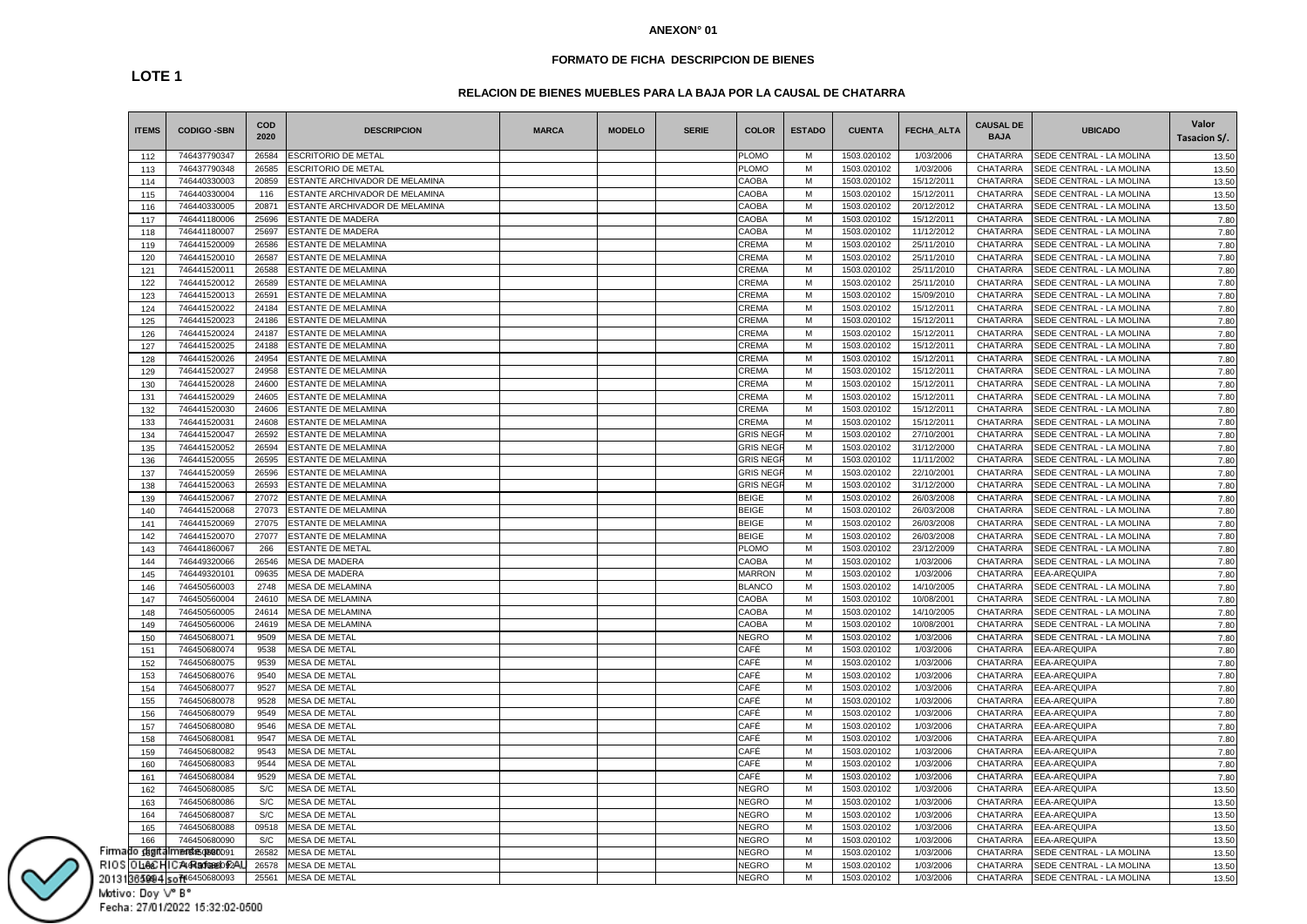**ANEXON° 01**

**FORMATO DE FICHA DESCRIPCION DE BIENES**

**LOTE 1**

**RELACION DE BIENES MUEBLES PARA LA BAJA POR LA CAUSAL DE CHATARRA**

| ITEMS | CODIGO -SBN | COD 2020 | DESCRIPCION | MARCA | MODELO | SERIE | COLOR | ESTADO | CUENTA | FECHA_ALTA | CAUSAL DE BAJA | UBICADO | Valor Tasacion S/. |
|---|---|---|---|---|---|---|---|---|---|---|---|---|---|
| 112 | 746437790347 | 26584 | ESCRITORIO DE METAL | | | | PLOMO | M | 1503.020102 | 1/03/2006 | CHATARRA | SEDE CENTRAL - LA MOLINA | 13.50 |
| 113 | 746437790348 | 26585 | ESCRITORIO DE METAL | | | | PLOMO | M | 1503.020102 | 1/03/2006 | CHATARRA | SEDE CENTRAL - LA MOLINA | 13.50 |
| 114 | 746440330003 | 20859 | ESTANTE ARCHIVADOR DE MELAMINA | | | | CAOBA | M | 1503.020102 | 15/12/2011 | CHATARRA | SEDE CENTRAL - LA MOLINA | 13.50 |
| 115 | 746440330004 | 116 | ESTANTE ARCHIVADOR DE MELAMINA | | | | CAOBA | M | 1503.020102 | 15/12/2011 | CHATARRA | SEDE CENTRAL - LA MOLINA | 13.50 |
| 116 | 746440330005 | 20871 | ESTANTE ARCHIVADOR DE MELAMINA | | | | CAOBA | M | 1503.020102 | 20/12/2012 | CHATARRA | SEDE CENTRAL - LA MOLINA | 13.50 |
| 117 | 746441180006 | 25696 | ESTANTE DE MADERA | | | | CAOBA | M | 1503.020102 | 15/12/2011 | CHATARRA | SEDE CENTRAL - LA MOLINA | 7.80 |
| 118 | 746441180007 | 25697 | ESTANTE DE MADERA | | | | CAOBA | M | 1503.020102 | 11/12/2012 | CHATARRA | SEDE CENTRAL - LA MOLINA | 7.80 |
| 119 | 746441520009 | 26586 | ESTANTE DE MELAMINA | | | | CREMA | M | 1503.020102 | 25/11/2010 | CHATARRA | SEDE CENTRAL - LA MOLINA | 7.80 |
| 120 | 746441520010 | 26587 | ESTANTE DE MELAMINA | | | | CREMA | M | 1503.020102 | 25/11/2010 | CHATARRA | SEDE CENTRAL - LA MOLINA | 7.80 |
| 121 | 746441520011 | 26588 | ESTANTE DE MELAMINA | | | | CREMA | M | 1503.020102 | 25/11/2010 | CHATARRA | SEDE CENTRAL - LA MOLINA | 7.80 |
| 122 | 746441520012 | 26589 | ESTANTE DE MELAMINA | | | | CREMA | M | 1503.020102 | 25/11/2010 | CHATARRA | SEDE CENTRAL - LA MOLINA | 7.80 |
| 123 | 746441520013 | 26591 | ESTANTE DE MELAMINA | | | | CREMA | M | 1503.020102 | 15/09/2010 | CHATARRA | SEDE CENTRAL - LA MOLINA | 7.80 |
| 124 | 746441520022 | 24184 | ESTANTE DE MELAMINA | | | | CREMA | M | 1503.020102 | 15/12/2011 | CHATARRA | SEDE CENTRAL - LA MOLINA | 7.80 |
| 125 | 746441520023 | 24186 | ESTANTE DE MELAMINA | | | | CREMA | M | 1503.020102 | 15/12/2011 | CHATARRA | SEDE CENTRAL - LA MOLINA | 7.80 |
| 126 | 746441520024 | 24187 | ESTANTE DE MELAMINA | | | | CREMA | M | 1503.020102 | 15/12/2011 | CHATARRA | SEDE CENTRAL - LA MOLINA | 7.80 |
| 127 | 746441520025 | 24188 | ESTANTE DE MELAMINA | | | | CREMA | M | 1503.020102 | 15/12/2011 | CHATARRA | SEDE CENTRAL - LA MOLINA | 7.80 |
| 128 | 746441520026 | 24954 | ESTANTE DE MELAMINA | | | | CREMA | M | 1503.020102 | 15/12/2011 | CHATARRA | SEDE CENTRAL - LA MOLINA | 7.80 |
| 129 | 746441520027 | 24958 | ESTANTE DE MELAMINA | | | | CREMA | M | 1503.020102 | 15/12/2011 | CHATARRA | SEDE CENTRAL - LA MOLINA | 7.80 |
| 130 | 746441520028 | 24600 | ESTANTE DE MELAMINA | | | | CREMA | M | 1503.020102 | 15/12/2011 | CHATARRA | SEDE CENTRAL - LA MOLINA | 7.80 |
| 131 | 746441520029 | 24605 | ESTANTE DE MELAMINA | | | | CREMA | M | 1503.020102 | 15/12/2011 | CHATARRA | SEDE CENTRAL - LA MOLINA | 7.80 |
| 132 | 746441520030 | 24606 | ESTANTE DE MELAMINA | | | | CREMA | M | 1503.020102 | 15/12/2011 | CHATARRA | SEDE CENTRAL - LA MOLINA | 7.80 |
| 133 | 746441520031 | 24608 | ESTANTE DE MELAMINA | | | | CREMA | M | 1503.020102 | 15/12/2011 | CHATARRA | SEDE CENTRAL - LA MOLINA | 7.80 |
| 134 | 746441520047 | 26592 | ESTANTE DE MELAMINA | | | | GRIS NEGR | M | 1503.020102 | 27/10/2001 | CHATARRA | SEDE CENTRAL - LA MOLINA | 7.80 |
| 135 | 746441520052 | 26594 | ESTANTE DE MELAMINA | | | | GRIS NEGR | M | 1503.020102 | 31/12/2000 | CHATARRA | SEDE CENTRAL - LA MOLINA | 7.80 |
| 136 | 746441520055 | 26595 | ESTANTE DE MELAMINA | | | | GRIS NEGR | M | 1503.020102 | 11/11/2002 | CHATARRA | SEDE CENTRAL - LA MOLINA | 7.80 |
| 137 | 746441520059 | 26596 | ESTANTE DE MELAMINA | | | | GRIS NEGR | M | 1503.020102 | 22/10/2001 | CHATARRA | SEDE CENTRAL - LA MOLINA | 7.80 |
| 138 | 746441520063 | 26593 | ESTANTE DE MELAMINA | | | | GRIS NEGR | M | 1503.020102 | 31/12/2000 | CHATARRA | SEDE CENTRAL - LA MOLINA | 7.80 |
| 139 | 746441520067 | 27072 | ESTANTE DE MELAMINA | | | | BEIGE | M | 1503.020102 | 26/03/2008 | CHATARRA | SEDE CENTRAL - LA MOLINA | 7.80 |
| 140 | 746441520068 | 27073 | ESTANTE DE MELAMINA | | | | BEIGE | M | 1503.020102 | 26/03/2008 | CHATARRA | SEDE CENTRAL - LA MOLINA | 7.80 |
| 141 | 746441520069 | 27075 | ESTANTE DE MELAMINA | | | | BEIGE | M | 1503.020102 | 26/03/2008 | CHATARRA | SEDE CENTRAL - LA MOLINA | 7.80 |
| 142 | 746441520070 | 27077 | ESTANTE DE MELAMINA | | | | BEIGE | M | 1503.020102 | 26/03/2008 | CHATARRA | SEDE CENTRAL - LA MOLINA | 7.80 |
| 143 | 746441860067 | 266 | ESTANTE DE METAL | | | | PLOMO | M | 1503.020102 | 23/12/2009 | CHATARRA | SEDE CENTRAL - LA MOLINA | 7.80 |
| 144 | 746449320066 | 26546 | MESA DE MADERA | | | | CAOBA | M | 1503.020102 | 1/03/2006 | CHATARRA | SEDE CENTRAL - LA MOLINA | 7.80 |
| 145 | 746449320101 | 09635 | MESA DE MADERA | | | | MARRON | M | 1503.020102 | 1/03/2006 | CHATARRA | EEA-AREQUIPA | 7.80 |
| 146 | 746450560003 | 2748 | MESA DE MELAMINA | | | | BLANCO | M | 1503.020102 | 14/10/2005 | CHATARRA | SEDE CENTRAL - LA MOLINA | 7.80 |
| 147 | 746450560004 | 24610 | MESA DE MELAMINA | | | | CAOBA | M | 1503.020102 | 10/08/2001 | CHATARRA | SEDE CENTRAL - LA MOLINA | 7.80 |
| 148 | 746450560005 | 24614 | MESA DE MELAMINA | | | | CAOBA | M | 1503.020102 | 14/10/2005 | CHATARRA | SEDE CENTRAL - LA MOLINA | 7.80 |
| 149 | 746450560006 | 24619 | MESA DE MELAMINA | | | | CAOBA | M | 1503.020102 | 10/08/2001 | CHATARRA | SEDE CENTRAL - LA MOLINA | 7.80 |
| 150 | 746450680071 | 9509 | MESA DE METAL | | | | NEGRO | M | 1503.020102 | 1/03/2006 | CHATARRA | SEDE CENTRAL - LA MOLINA | 7.80 |
| 151 | 746450680074 | 9538 | MESA DE METAL | | | | CAFÉ | M | 1503.020102 | 1/03/2006 | CHATARRA | EEA-AREQUIPA | 7.80 |
| 152 | 746450680075 | 9539 | MESA DE METAL | | | | CAFÉ | M | 1503.020102 | 1/03/2006 | CHATARRA | EEA-AREQUIPA | 7.80 |
| 153 | 746450680076 | 9540 | MESA DE METAL | | | | CAFÉ | M | 1503.020102 | 1/03/2006 | CHATARRA | EEA-AREQUIPA | 7.80 |
| 154 | 746450680077 | 9527 | MESA DE METAL | | | | CAFÉ | M | 1503.020102 | 1/03/2006 | CHATARRA | EEA-AREQUIPA | 7.80 |
| 155 | 746450680078 | 9528 | MESA DE METAL | | | | CAFÉ | M | 1503.020102 | 1/03/2006 | CHATARRA | EEA-AREQUIPA | 7.80 |
| 156 | 746450680079 | 9549 | MESA DE METAL | | | | CAFÉ | M | 1503.020102 | 1/03/2006 | CHATARRA | EEA-AREQUIPA | 7.80 |
| 157 | 746450680080 | 9546 | MESA DE METAL | | | | CAFÉ | M | 1503.020102 | 1/03/2006 | CHATARRA | EEA-AREQUIPA | 7.80 |
| 158 | 746450680081 | 9547 | MESA DE METAL | | | | CAFÉ | M | 1503.020102 | 1/03/2006 | CHATARRA | EEA-AREQUIPA | 7.80 |
| 159 | 746450680082 | 9543 | MESA DE METAL | | | | CAFÉ | M | 1503.020102 | 1/03/2006 | CHATARRA | EEA-AREQUIPA | 7.80 |
| 160 | 746450680083 | 9544 | MESA DE METAL | | | | CAFÉ | M | 1503.020102 | 1/03/2006 | CHATARRA | EEA-AREQUIPA | 7.80 |
| 161 | 746450680084 | 9529 | MESA DE METAL | | | | CAFÉ | M | 1503.020102 | 1/03/2006 | CHATARRA | EEA-AREQUIPA | 7.80 |
| 162 | 746450680085 | S/C | MESA DE METAL | | | | NEGRO | M | 1503.020102 | 1/03/2006 | CHATARRA | EEA-AREQUIPA | 13.50 |
| 163 | 746450680086 | S/C | MESA DE METAL | | | | NEGRO | M | 1503.020102 | 1/03/2006 | CHATARRA | EEA-AREQUIPA | 13.50 |
| 164 | 746450680087 | S/C | MESA DE METAL | | | | NEGRO | M | 1503.020102 | 1/03/2006 | CHATARRA | EEA-AREQUIPA | 13.50 |
| 165 | 746450680088 | 09518 | MESA DE METAL | | | | NEGRO | M | 1503.020102 | 1/03/2006 | CHATARRA | EEA-AREQUIPA | 13.50 |
| 166 | 746450680090 | S/C | MESA DE METAL | | | | NEGRO | M | 1503.020102 | 1/03/2006 | CHATARRA | EEA-AREQUIPA | 13.50 |
| 167 | 746450680091 | 26582 | MESA DE METAL | | | | NEGRO | M | 1503.020102 | 1/03/2006 | CHATARRA | SEDE CENTRAL - LA MOLINA | 13.50 |
| 168 | 746450680092 | 26578 | MESA DE METAL | | | | NEGRO | M | 1503.020102 | 1/03/2006 | CHATARRA | SEDE CENTRAL - LA MOLINA | 13.50 |
| 169 | 746450680093 | 25561 | MESA DE METAL | | | | NEGRO | M | 1503.020102 | 1/03/2006 | CHATARRA | SEDE CENTRAL - LA MOLINA | 13.50 |

Firmado digitalmente por:
RIOS OLACHICA Rafael FAU
20131365994 soft
Motivo: Doy V° B°
Fecha: 27/01/2022 15:32:02-0500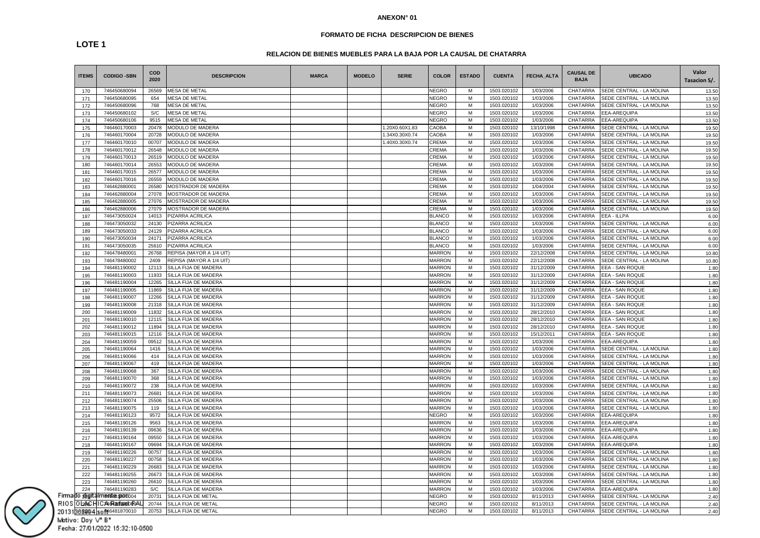**ANEXON° 01**

**FORMATO DE FICHA DESCRIPCION DE BIENES**

**LOTE 1**

**RELACION DE BIENES MUEBLES PARA LA BAJA POR LA CAUSAL DE CHATARRA**

| ITEMS | CODIGO -SBN | COD 2020 | DESCRIPCION | MARCA | MODELO | SERIE | COLOR | ESTADO | CUENTA | FECHA_ALTA | CAUSAL DE BAJA | UBICADO | Valor Tasacion S/. |
|---|---|---|---|---|---|---|---|---|---|---|---|---|---|
| 170 | 746450680094 | 26569 | MESA DE METAL | | | | NEGRO | M | 1503.020102 | 1/03/2006 | CHATARRA | SEDE CENTRAL - LA MOLINA | 13.50 |
| 171 | 746450680095 | 654 | MESA DE METAL | | | | NEGRO | M | 1503.020102 | 1/03/2006 | CHATARRA | SEDE CENTRAL - LA MOLINA | 13.50 |
| 172 | 746450680096 | 768 | MESA DE METAL | | | | NEGRO | M | 1503.020102 | 1/03/2006 | CHATARRA | SEDE CENTRAL - LA MOLINA | 13.50 |
| 173 | 746450680102 | S/C | MESA DE METAL | | | | NEGRO | M | 1503.020102 | 1/03/2006 | CHATARRA | EEA-AREQUIPA | 13.50 |
| 174 | 746450680106 | 9515 | MESA DE METAL | | | | NEGRO | M | 1503.020102 | 1/03/2006 | CHATARRA | EEA-AREQUIPA | 13.50 |
| 175 | 746460170003 | 20478 | MODULO DE MADERA | | | 1.20X0.60X1.83 | CAOBA | M | 1503.020102 | 13/10/1998 | CHATARRA | SEDE CENTRAL - LA MOLINA | 19.50 |
| 176 | 746460170004 | 20728 | MODULO DE MADERA | | | 1.34X0.30X0.74 | CAOBA | M | 1503.020102 | 1/03/2006 | CHATARRA | SEDE CENTRAL - LA MOLINA | 19.50 |
| 177 | 746460170010 | 00707 | MODULO DE MADERA | | | 1.40X0.30X0.74 | CREMA | M | 1503.020102 | 1/03/2006 | CHATARRA | SEDE CENTRAL - LA MOLINA | 19.50 |
| 178 | 746460170012 | 26548 | MODULO DE MADERA | | | | CREMA | M | 1503.020102 | 1/03/2006 | CHATARRA | SEDE CENTRAL - LA MOLINA | 19.50 |
| 179 | 746460170013 | 26519 | MODULO DE MADERA | | | | CREMA | M | 1503.020102 | 1/03/2006 | CHATARRA | SEDE CENTRAL - LA MOLINA | 19.50 |
| 180 | 746460170014 | 26553 | MODULO DE MADERA | | | | CREMA | M | 1503.020102 | 1/03/2006 | CHATARRA | SEDE CENTRAL - LA MOLINA | 19.50 |
| 181 | 746460170015 | 26577 | MODULO DE MADERA | | | | CREMA | M | 1503.020102 | 1/03/2006 | CHATARRA | SEDE CENTRAL - LA MOLINA | 19.50 |
| 182 | 746460170016 | 26559 | MODULO DE MADERA | | | | CREMA | M | 1503.020102 | 1/03/2006 | CHATARRA | SEDE CENTRAL - LA MOLINA | 19.50 |
| 183 | 746462880001 | 26580 | MOSTRADOR DE MADERA | | | | CREMA | M | 1503.020102 | 1/04/2004 | CHATARRA | SEDE CENTRAL - LA MOLINA | 19.50 |
| 184 | 746462880004 | 27078 | MOSTRADOR DE MADERA | | | | CREMA | M | 1503.020102 | 1/03/2006 | CHATARRA | SEDE CENTRAL - LA MOLINA | 19.50 |
| 185 | 746462880005 | 27076 | MOSTRADOR DE MADERA | | | | CREMA | M | 1503.020102 | 1/03/2006 | CHATARRA | SEDE CENTRAL - LA MOLINA | 19.50 |
| 186 | 746462880006 | 27079 | MOSTRADOR DE MADERA | | | | CREMA | M | 1503.020102 | 1/03/2006 | CHATARRA | SEDE CENTRAL - LA MOLINA | 19.50 |
| 187 | 746473050024 | 14013 | PIZARRA ACRILICA | | | | BLANCO | M | 1503.020102 | 1/03/2006 | CHATARRA | EEA - ILLPA | 6.00 |
| 188 | 746473050032 | 24130 | PIZARRA ACRILICA | | | | BLANCO | M | 1503.020102 | 1/03/2006 | CHATARRA | SEDE CENTRAL - LA MOLINA | 6.00 |
| 189 | 746473050033 | 24129 | PIZARRA ACRILICA | | | | BLANCO | M | 1503.020102 | 1/03/2006 | CHATARRA | SEDE CENTRAL - LA MOLINA | 6.00 |
| 190 | 746473050034 | 24171 | PIZARRA ACRILICA | | | | BLANCO | M | 1503.020102 | 1/03/2006 | CHATARRA | SEDE CENTRAL - LA MOLINA | 6.00 |
| 191 | 746473050035 | 25610 | PIZARRA ACRILICA | | | | BLANCO | M | 1503.020102 | 1/03/2006 | CHATARRA | SEDE CENTRAL - LA MOLINA | 6.00 |
| 192 | 746478480001 | 26768 | REPISA (MAYOR A 1/4 UIT) | | | | MARRON | M | 1503.020102 | 22/12/2008 | CHATARRA | SEDE CENTRAL - LA MOLINA | 10.80 |
| 193 | 746478480002 | 2409 | REPISA (MAYOR A 1/4 UIT) | | | | MARRON | M | 1503.020102 | 22/12/2008 | CHATARRA | SEDE CENTRAL - LA MOLINA | 10.80 |
| 194 | 746481190002 | 12113 | SILLA FIJA DE MADERA | | | | MARRON | M | 1503.020102 | 31/12/2009 | CHATARRA | EEA - SAN ROQUE | 1.80 |
| 195 | 746481190003 | 11933 | SILLA FIJA DE MADERA | | | | MARRON | M | 1503.020102 | 31/12/2009 | CHATARRA | EEA - SAN ROQUE | 1.80 |
| 196 | 746481190004 | 12265 | SILLA FIJA DE MADERA | | | | MARRON | M | 1503.020102 | 31/12/2009 | CHATARRA | EEA - SAN ROQUE | 1.80 |
| 197 | 746481190005 | 11869 | SILLA FIJA DE MADERA | | | | MARRON | M | 1503.020102 | 31/12/2009 | CHATARRA | EEA - SAN ROQUE | 1.80 |
| 198 | 746481190007 | 12266 | SILLA FIJA DE MADERA | | | | MARRON | M | 1503.020102 | 31/12/2009 | CHATARRA | EEA - SAN ROQUE | 1.80 |
| 199 | 746481190008 | 21318 | SILLA FIJA DE MADERA | | | | MARRON | M | 1503.020102 | 31/12/2009 | CHATARRA | EEA - SAN ROQUE | 1.80 |
| 200 | 746481190009 | 11832 | SILLA FIJA DE MADERA | | | | MARRON | M | 1503.020102 | 28/12/2010 | CHATARRA | EEA - SAN ROQUE | 1.80 |
| 201 | 746481190010 | 12115 | SILLA FIJA DE MADERA | | | | MARRON | M | 1503.020102 | 28/12/2010 | CHATARRA | EEA - SAN ROQUE | 1.80 |
| 202 | 746481190012 | 11894 | SILLA FIJA DE MADERA | | | | MARRON | M | 1503.020102 | 28/12/2010 | CHATARRA | EEA - SAN ROQUE | 1.80 |
| 203 | 746481190015 | 12116 | SILLA FIJA DE MADERA | | | | MARRON | M | 1503.020102 | 15/12/2011 | CHATARRA | EEA - SAN ROQUE | 1.80 |
| 204 | 746481190059 | 09512 | SILLA FIJA DE MADERA | | | | MARRON | M | 1503.020102 | 1/03/2006 | CHATARRA | EEA-AREQUIPA | 1.80 |
| 205 | 746481190064 | 1416 | SILLA FIJA DE MADERA | | | | MARRON | M | 1503.020102 | 1/03/2006 | CHATARRA | SEDE CENTRAL - LA MOLINA | 1.80 |
| 206 | 746481190066 | 414 | SILLA FIJA DE MADERA | | | | MARRON | M | 1503.020102 | 1/03/2006 | CHATARRA | SEDE CENTRAL - LA MOLINA | 1.80 |
| 207 | 746481190067 | 419 | SILLA FIJA DE MADERA | | | | MARRON | M | 1503.020102 | 1/03/2006 | CHATARRA | SEDE CENTRAL - LA MOLINA | 1.80 |
| 208 | 746481190068 | 367 | SILLA FIJA DE MADERA | | | | MARRON | M | 1503.020102 | 1/03/2006 | CHATARRA | SEDE CENTRAL - LA MOLINA | 1.80 |
| 209 | 746481190070 | 368 | SILLA FIJA DE MADERA | | | | MARRON | M | 1503.020102 | 1/03/2006 | CHATARRA | SEDE CENTRAL - LA MOLINA | 1.80 |
| 210 | 746481190072 | 238 | SILLA FIJA DE MADERA | | | | MARRON | M | 1503.020102 | 1/03/2006 | CHATARRA | SEDE CENTRAL - LA MOLINA | 1.80 |
| 211 | 746481190073 | 26681 | SILLA FIJA DE MADERA | | | | MARRON | M | 1503.020102 | 1/03/2006 | CHATARRA | SEDE CENTRAL - LA MOLINA | 1.80 |
| 212 | 746481190074 | 25506 | SILLA FIJA DE MADERA | | | | MARRON | M | 1503.020102 | 1/03/2006 | CHATARRA | SEDE CENTRAL - LA MOLINA | 1.80 |
| 213 | 746481190075 | 119 | SILLA FIJA DE MADERA | | | | MARRON | M | 1503.020102 | 1/03/2006 | CHATARRA | SEDE CENTRAL - LA MOLINA | 1.80 |
| 214 | 746481190123 | 9572 | SILLA FIJA DE MADERA | | | | NEGRO | M | 1503.020102 | 1/03/2006 | CHATARRA | EEA-AREQUIPA | 1.80 |
| 215 | 746481190126 | 9563 | SILLA FIJA DE MADERA | | | | MARRON | M | 1503.020102 | 1/03/2006 | CHATARRA | EEA-AREQUIPA | 1.80 |
| 216 | 746481190139 | 09636 | SILLA FIJA DE MADERA | | | | MARRON | M | 1503.020102 | 1/03/2006 | CHATARRA | EEA-AREQUIPA | 1.80 |
| 217 | 746481190164 | 09550 | SILLA FIJA DE MADERA | | | | MARRON | M | 1503.020102 | 1/03/2006 | CHATARRA | EEA-AREQUIPA | 1.80 |
| 218 | 746481190167 | 09694 | SILLA FIJA DE MADERA | | | | MARRON | M | 1503.020102 | 1/03/2006 | CHATARRA | EEA-AREQUIPA | 1.80 |
| 219 | 746481190226 | 00757 | SILLA FIJA DE MADERA | | | | MARRON | M | 1503.020102 | 1/03/2006 | CHATARRA | SEDE CENTRAL - LA MOLINA | 1.80 |
| 220 | 746481190227 | 00758 | SILLA FIJA DE MADERA | | | | MARRON | M | 1503.020102 | 1/03/2006 | CHATARRA | SEDE CENTRAL - LA MOLINA | 1.80 |
| 221 | 746481190229 | 26683 | SILLA FIJA DE MADERA | | | | MARRON | M | 1503.020102 | 1/03/2006 | CHATARRA | SEDE CENTRAL - LA MOLINA | 1.80 |
| 222 | 746481190255 | 26673 | SILLA FIJA DE MADERA | | | | MARRON | M | 1503.020102 | 1/03/2006 | CHATARRA | SEDE CENTRAL - LA MOLINA | 1.80 |
| 223 | 746481190260 | 26610 | SILLA FIJA DE MADERA | | | | MARRON | M | 1503.020102 | 1/03/2006 | CHATARRA | SEDE CENTRAL - LA MOLINA | 1.80 |
| 224 | 746481190283 | S/C | SILLA FIJA DE MADERA | | | | MARRON | M | 1503.020102 | 1/03/2006 | CHATARRA | EEA-AREQUIPA | 1.80 |
| 225 | 746481870004 | 20731 | SILLA FIJA DE METAL | | | | NEGRO | M | 1503.020102 | 8/11/2013 | CHATARRA | SEDE CENTRAL - LA MOLINA | 2.40 |
| 226 | 746481870009 | 20744 | SILLA FIJA DE METAL | | | | NEGRO | M | 1503.020102 | 8/11/2013 | CHATARRA | SEDE CENTRAL - LA MOLINA | 2.40 |
| 227 | 746481870010 | 20753 | SILLA FIJA DE METAL | | | | NEGRO | M | 1503.020102 | 8/11/2013 | CHATARRA | SEDE CENTRAL - LA MOLINA | 2.40 |

Firmado digitalmente por:
RIOS OLACHICA Rafael FAU 20131365994 soft
Motivo: Doy V° B°
Fecha: 27/01/2022 15:32:10-0500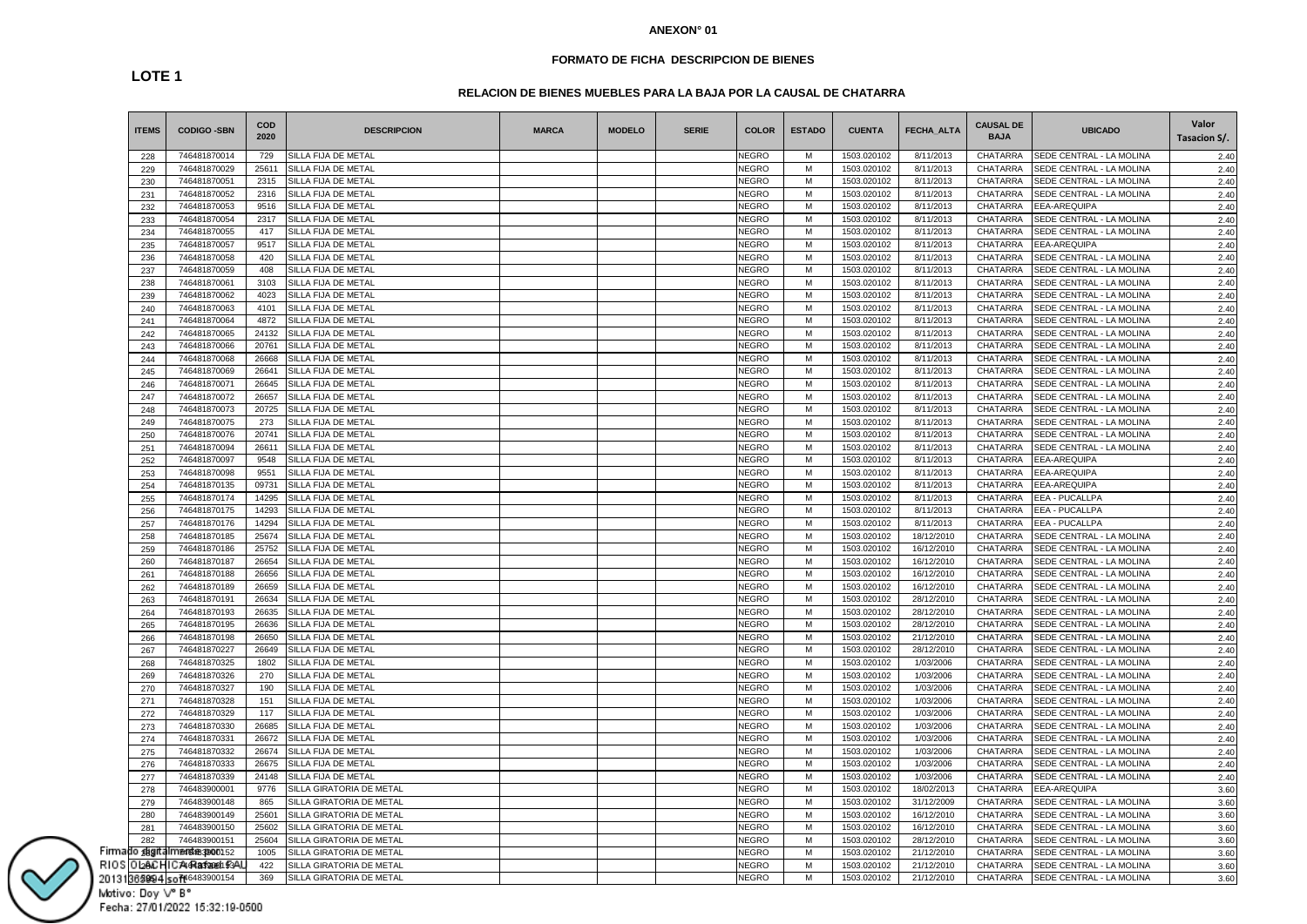**ANEXON° 01**

**FORMATO DE FICHA DESCRIPCION DE BIENES**

**LOTE 1**

**RELACION DE BIENES MUEBLES PARA LA BAJA POR LA CAUSAL DE CHATARRA**

| ITEMS | CODIGO -SBN | COD 2020 | DESCRIPCION | MARCA | MODELO | SERIE | COLOR | ESTADO | CUENTA | FECHA_ALTA | CAUSAL DE BAJA | UBICADO | Valor Tasacion S/. |
|---|---|---|---|---|---|---|---|---|---|---|---|---|---|
| 228 | 746481870014 | 729 | SILLA FIJA DE METAL | | | | NEGRO | M | 1503.020102 | 8/11/2013 | CHATARRA | SEDE CENTRAL - LA MOLINA | 2.40 |
| 229 | 746481870029 | 25611 | SILLA FIJA DE METAL | | | | NEGRO | M | 1503.020102 | 8/11/2013 | CHATARRA | SEDE CENTRAL - LA MOLINA | 2.40 |
| 230 | 746481870051 | 2315 | SILLA FIJA DE METAL | | | | NEGRO | M | 1503.020102 | 8/11/2013 | CHATARRA | SEDE CENTRAL - LA MOLINA | 2.40 |
| 231 | 746481870052 | 2316 | SILLA FIJA DE METAL | | | | NEGRO | M | 1503.020102 | 8/11/2013 | CHATARRA | SEDE CENTRAL - LA MOLINA | 2.40 |
| 232 | 746481870053 | 9516 | SILLA FIJA DE METAL | | | | NEGRO | M | 1503.020102 | 8/11/2013 | CHATARRA | EEA-AREQUIPA | 2.40 |
| 233 | 746481870054 | 2317 | SILLA FIJA DE METAL | | | | NEGRO | M | 1503.020102 | 8/11/2013 | CHATARRA | SEDE CENTRAL - LA MOLINA | 2.40 |
| 234 | 746481870055 | 417 | SILLA FIJA DE METAL | | | | NEGRO | M | 1503.020102 | 8/11/2013 | CHATARRA | SEDE CENTRAL - LA MOLINA | 2.40 |
| 235 | 746481870057 | 9517 | SILLA FIJA DE METAL | | | | NEGRO | M | 1503.020102 | 8/11/2013 | CHATARRA | EEA-AREQUIPA | 2.40 |
| 236 | 746481870058 | 420 | SILLA FIJA DE METAL | | | | NEGRO | M | 1503.020102 | 8/11/2013 | CHATARRA | SEDE CENTRAL - LA MOLINA | 2.40 |
| 237 | 746481870059 | 408 | SILLA FIJA DE METAL | | | | NEGRO | M | 1503.020102 | 8/11/2013 | CHATARRA | SEDE CENTRAL - LA MOLINA | 2.40 |
| 238 | 746481870061 | 3103 | SILLA FIJA DE METAL | | | | NEGRO | M | 1503.020102 | 8/11/2013 | CHATARRA | SEDE CENTRAL - LA MOLINA | 2.40 |
| 239 | 746481870062 | 4023 | SILLA FIJA DE METAL | | | | NEGRO | M | 1503.020102 | 8/11/2013 | CHATARRA | SEDE CENTRAL - LA MOLINA | 2.40 |
| 240 | 746481870063 | 4101 | SILLA FIJA DE METAL | | | | NEGRO | M | 1503.020102 | 8/11/2013 | CHATARRA | SEDE CENTRAL - LA MOLINA | 2.40 |
| 241 | 746481870064 | 4872 | SILLA FIJA DE METAL | | | | NEGRO | M | 1503.020102 | 8/11/2013 | CHATARRA | SEDE CENTRAL - LA MOLINA | 2.40 |
| 242 | 746481870065 | 24132 | SILLA FIJA DE METAL | | | | NEGRO | M | 1503.020102 | 8/11/2013 | CHATARRA | SEDE CENTRAL - LA MOLINA | 2.40 |
| 243 | 746481870066 | 20761 | SILLA FIJA DE METAL | | | | NEGRO | M | 1503.020102 | 8/11/2013 | CHATARRA | SEDE CENTRAL - LA MOLINA | 2.40 |
| 244 | 746481870068 | 26668 | SILLA FIJA DE METAL | | | | NEGRO | M | 1503.020102 | 8/11/2013 | CHATARRA | SEDE CENTRAL - LA MOLINA | 2.40 |
| 245 | 746481870069 | 26641 | SILLA FIJA DE METAL | | | | NEGRO | M | 1503.020102 | 8/11/2013 | CHATARRA | SEDE CENTRAL - LA MOLINA | 2.40 |
| 246 | 746481870071 | 26645 | SILLA FIJA DE METAL | | | | NEGRO | M | 1503.020102 | 8/11/2013 | CHATARRA | SEDE CENTRAL - LA MOLINA | 2.40 |
| 247 | 746481870072 | 26657 | SILLA FIJA DE METAL | | | | NEGRO | M | 1503.020102 | 8/11/2013 | CHATARRA | SEDE CENTRAL - LA MOLINA | 2.40 |
| 248 | 746481870073 | 20725 | SILLA FIJA DE METAL | | | | NEGRO | M | 1503.020102 | 8/11/2013 | CHATARRA | SEDE CENTRAL - LA MOLINA | 2.40 |
| 249 | 746481870075 | 273 | SILLA FIJA DE METAL | | | | NEGRO | M | 1503.020102 | 8/11/2013 | CHATARRA | SEDE CENTRAL - LA MOLINA | 2.40 |
| 250 | 746481870076 | 20741 | SILLA FIJA DE METAL | | | | NEGRO | M | 1503.020102 | 8/11/2013 | CHATARRA | SEDE CENTRAL - LA MOLINA | 2.40 |
| 251 | 746481870094 | 26611 | SILLA FIJA DE METAL | | | | NEGRO | M | 1503.020102 | 8/11/2013 | CHATARRA | SEDE CENTRAL - LA MOLINA | 2.40 |
| 252 | 746481870097 | 9548 | SILLA FIJA DE METAL | | | | NEGRO | M | 1503.020102 | 8/11/2013 | CHATARRA | EEA-AREQUIPA | 2.40 |
| 253 | 746481870098 | 9551 | SILLA FIJA DE METAL | | | | NEGRO | M | 1503.020102 | 8/11/2013 | CHATARRA | EEA-AREQUIPA | 2.40 |
| 254 | 746481870135 | 09731 | SILLA FIJA DE METAL | | | | NEGRO | M | 1503.020102 | 8/11/2013 | CHATARRA | EEA-AREQUIPA | 2.40 |
| 255 | 746481870174 | 14295 | SILLA FIJA DE METAL | | | | NEGRO | M | 1503.020102 | 8/11/2013 | CHATARRA | EEA - PUCALLPA | 2.40 |
| 256 | 746481870175 | 14293 | SILLA FIJA DE METAL | | | | NEGRO | M | 1503.020102 | 8/11/2013 | CHATARRA | EEA - PUCALLPA | 2.40 |
| 257 | 746481870176 | 14294 | SILLA FIJA DE METAL | | | | NEGRO | M | 1503.020102 | 8/11/2013 | CHATARRA | EEA - PUCALLPA | 2.40 |
| 258 | 746481870185 | 25674 | SILLA FIJA DE METAL | | | | NEGRO | M | 1503.020102 | 18/12/2010 | CHATARRA | SEDE CENTRAL - LA MOLINA | 2.40 |
| 259 | 746481870186 | 25752 | SILLA FIJA DE METAL | | | | NEGRO | M | 1503.020102 | 16/12/2010 | CHATARRA | SEDE CENTRAL - LA MOLINA | 2.40 |
| 260 | 746481870187 | 26654 | SILLA FIJA DE METAL | | | | NEGRO | M | 1503.020102 | 16/12/2010 | CHATARRA | SEDE CENTRAL - LA MOLINA | 2.40 |
| 261 | 746481870188 | 26656 | SILLA FIJA DE METAL | | | | NEGRO | M | 1503.020102 | 16/12/2010 | CHATARRA | SEDE CENTRAL - LA MOLINA | 2.40 |
| 262 | 746481870189 | 26659 | SILLA FIJA DE METAL | | | | NEGRO | M | 1503.020102 | 16/12/2010 | CHATARRA | SEDE CENTRAL - LA MOLINA | 2.40 |
| 263 | 746481870191 | 26634 | SILLA FIJA DE METAL | | | | NEGRO | M | 1503.020102 | 28/12/2010 | CHATARRA | SEDE CENTRAL - LA MOLINA | 2.40 |
| 264 | 746481870193 | 26635 | SILLA FIJA DE METAL | | | | NEGRO | M | 1503.020102 | 28/12/2010 | CHATARRA | SEDE CENTRAL - LA MOLINA | 2.40 |
| 265 | 746481870195 | 26636 | SILLA FIJA DE METAL | | | | NEGRO | M | 1503.020102 | 28/12/2010 | CHATARRA | SEDE CENTRAL - LA MOLINA | 2.40 |
| 266 | 746481870198 | 26650 | SILLA FIJA DE METAL | | | | NEGRO | M | 1503.020102 | 21/12/2010 | CHATARRA | SEDE CENTRAL - LA MOLINA | 2.40 |
| 267 | 746481870227 | 26649 | SILLA FIJA DE METAL | | | | NEGRO | M | 1503.020102 | 28/12/2010 | CHATARRA | SEDE CENTRAL - LA MOLINA | 2.40 |
| 268 | 746481870325 | 1802 | SILLA FIJA DE METAL | | | | NEGRO | M | 1503.020102 | 1/03/2006 | CHATARRA | SEDE CENTRAL - LA MOLINA | 2.40 |
| 269 | 746481870326 | 270 | SILLA FIJA DE METAL | | | | NEGRO | M | 1503.020102 | 1/03/2006 | CHATARRA | SEDE CENTRAL - LA MOLINA | 2.40 |
| 270 | 746481870327 | 190 | SILLA FIJA DE METAL | | | | NEGRO | M | 1503.020102 | 1/03/2006 | CHATARRA | SEDE CENTRAL - LA MOLINA | 2.40 |
| 271 | 746481870328 | 151 | SILLA FIJA DE METAL | | | | NEGRO | M | 1503.020102 | 1/03/2006 | CHATARRA | SEDE CENTRAL - LA MOLINA | 2.40 |
| 272 | 746481870329 | 117 | SILLA FIJA DE METAL | | | | NEGRO | M | 1503.020102 | 1/03/2006 | CHATARRA | SEDE CENTRAL - LA MOLINA | 2.40 |
| 273 | 746481870330 | 26685 | SILLA FIJA DE METAL | | | | NEGRO | M | 1503.020102 | 1/03/2006 | CHATARRA | SEDE CENTRAL - LA MOLINA | 2.40 |
| 274 | 746481870331 | 26672 | SILLA FIJA DE METAL | | | | NEGRO | M | 1503.020102 | 1/03/2006 | CHATARRA | SEDE CENTRAL - LA MOLINA | 2.40 |
| 275 | 746481870332 | 26674 | SILLA FIJA DE METAL | | | | NEGRO | M | 1503.020102 | 1/03/2006 | CHATARRA | SEDE CENTRAL - LA MOLINA | 2.40 |
| 276 | 746481870333 | 26675 | SILLA FIJA DE METAL | | | | NEGRO | M | 1503.020102 | 1/03/2006 | CHATARRA | SEDE CENTRAL - LA MOLINA | 2.40 |
| 277 | 746481870339 | 24148 | SILLA FIJA DE METAL | | | | NEGRO | M | 1503.020102 | 1/03/2006 | CHATARRA | SEDE CENTRAL - LA MOLINA | 2.40 |
| 278 | 746483900001 | 9776 | SILLA GIRATORIA DE METAL | | | | NEGRO | M | 1503.020102 | 18/02/2013 | CHATARRA | EEA-AREQUIPA | 3.60 |
| 279 | 746483900148 | 865 | SILLA GIRATORIA DE METAL | | | | NEGRO | M | 1503.020102 | 31/12/2009 | CHATARRA | SEDE CENTRAL - LA MOLINA | 3.60 |
| 280 | 746483900149 | 25601 | SILLA GIRATORIA DE METAL | | | | NEGRO | M | 1503.020102 | 16/12/2010 | CHATARRA | SEDE CENTRAL - LA MOLINA | 3.60 |
| 281 | 746483900150 | 25602 | SILLA GIRATORIA DE METAL | | | | NEGRO | M | 1503.020102 | 16/12/2010 | CHATARRA | SEDE CENTRAL - LA MOLINA | 3.60 |
| 282 | 746483900151 | 25604 | SILLA GIRATORIA DE METAL | | | | NEGRO | M | 1503.020102 | 28/12/2010 | CHATARRA | SEDE CENTRAL - LA MOLINA | 3.60 |
| 283 | 746483900152 | 1005 | SILLA GIRATORIA DE METAL | | | | NEGRO | M | 1503.020102 | 21/12/2010 | CHATARRA | SEDE CENTRAL - LA MOLINA | 3.60 |
| 284 | 746483900153 | 422 | SILLA GIRATORIA DE METAL | | | | NEGRO | M | 1503.020102 | 21/12/2010 | CHATARRA | SEDE CENTRAL - LA MOLINA | 3.60 |
| 285 | 746483900154 | 369 | SILLA GIRATORIA DE METAL | | | | NEGRO | M | 1503.020102 | 21/12/2010 | CHATARRA | SEDE CENTRAL - LA MOLINA | 3.60 |

Firmado digitalmente por:
RIOS OLACHICA Rafael FAU 20131365994 soft
Motivo: Doy V° B°
Fecha: 27/01/2022 15:32:19-0500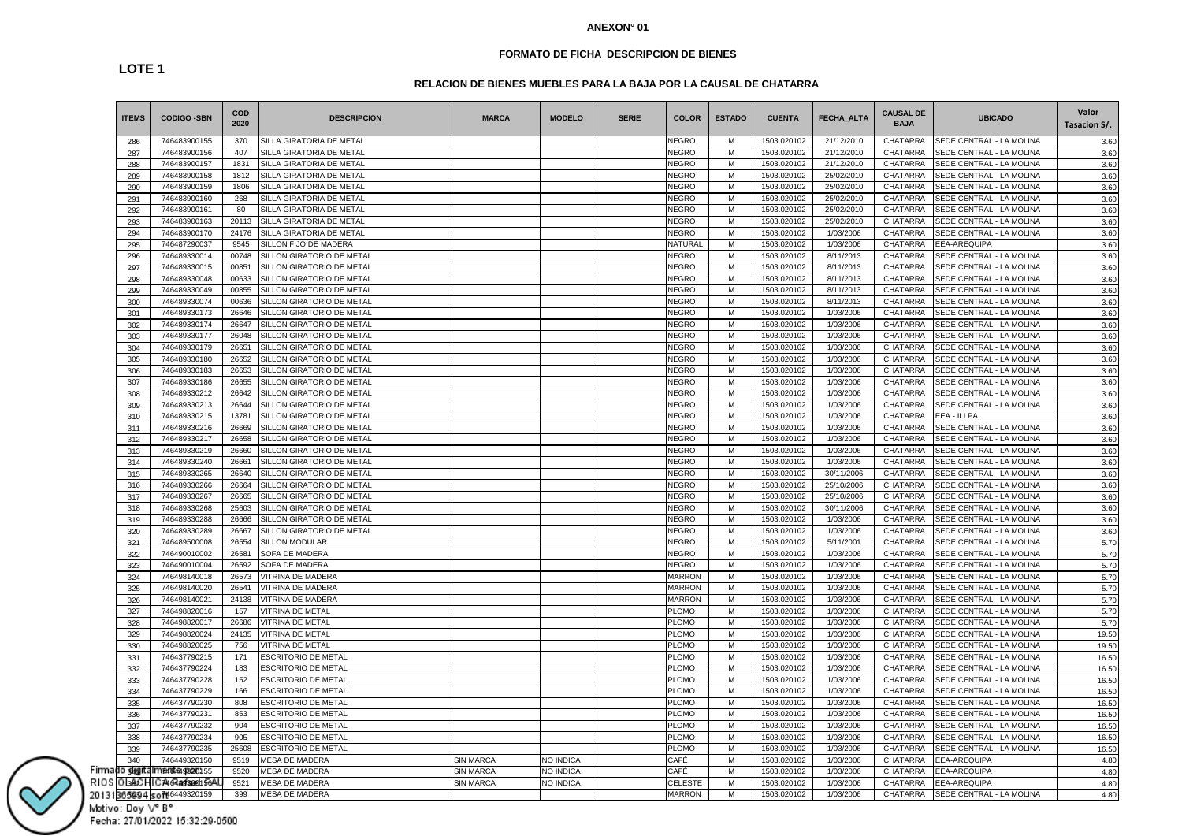**ANEXON° 01**

**FORMATO DE FICHA DESCRIPCION DE BIENES**

**LOTE 1**

**RELACION DE BIENES MUEBLES PARA LA BAJA POR LA CAUSAL DE CHATARRA**

| ITEMS | CODIGO -SBN | COD 2020 | DESCRIPCION | MARCA | MODELO | SERIE | COLOR | ESTADO | CUENTA | FECHA_ALTA | CAUSAL DE BAJA | UBICADO | Valor Tasacion S/. |
|---|---|---|---|---|---|---|---|---|---|---|---|---|---|
| 286 | 746483900155 | 370 | SILLA GIRATORIA DE METAL | | | | NEGRO | M | 1503.020102 | 21/12/2010 | CHATARRA | SEDE CENTRAL - LA MOLINA | 3.60 |
| 287 | 746483900156 | 407 | SILLA GIRATORIA DE METAL | | | | NEGRO | M | 1503.020102 | 21/12/2010 | CHATARRA | SEDE CENTRAL - LA MOLINA | 3.60 |
| 288 | 746483900157 | 1831 | SILLA GIRATORIA DE METAL | | | | NEGRO | M | 1503.020102 | 21/12/2010 | CHATARRA | SEDE CENTRAL - LA MOLINA | 3.60 |
| 289 | 746483900158 | 1812 | SILLA GIRATORIA DE METAL | | | | NEGRO | M | 1503.020102 | 25/02/2010 | CHATARRA | SEDE CENTRAL - LA MOLINA | 3.60 |
| 290 | 746483900159 | 1806 | SILLA GIRATORIA DE METAL | | | | NEGRO | M | 1503.020102 | 25/02/2010 | CHATARRA | SEDE CENTRAL - LA MOLINA | 3.60 |
| 291 | 746483900160 | 268 | SILLA GIRATORIA DE METAL | | | | NEGRO | M | 1503.020102 | 25/02/2010 | CHATARRA | SEDE CENTRAL - LA MOLINA | 3.60 |
| 292 | 746483900161 | 80 | SILLA GIRATORIA DE METAL | | | | NEGRO | M | 1503.020102 | 25/02/2010 | CHATARRA | SEDE CENTRAL - LA MOLINA | 3.60 |
| 293 | 746483900163 | 20113 | SILLA GIRATORIA DE METAL | | | | NEGRO | M | 1503.020102 | 25/02/2010 | CHATARRA | SEDE CENTRAL - LA MOLINA | 3.60 |
| 294 | 746483900170 | 24176 | SILLA GIRATORIA DE METAL | | | | NEGRO | M | 1503.020102 | 1/03/2006 | CHATARRA | SEDE CENTRAL - LA MOLINA | 3.60 |
| 295 | 746487290037 | 9545 | SILLON FIJO DE MADERA | | | | NATURAL | M | 1503.020102 | 1/03/2006 | CHATARRA | EEA-AREQUIPA | 3.60 |
| 296 | 746489330014 | 00748 | SILLON GIRATORIO DE METAL | | | | NEGRO | M | 1503.020102 | 8/11/2013 | CHATARRA | SEDE CENTRAL - LA MOLINA | 3.60 |
| 297 | 746489330015 | 00851 | SILLON GIRATORIO DE METAL | | | | NEGRO | M | 1503.020102 | 8/11/2013 | CHATARRA | SEDE CENTRAL - LA MOLINA | 3.60 |
| 298 | 746489330048 | 00633 | SILLON GIRATORIO DE METAL | | | | NEGRO | M | 1503.020102 | 8/11/2013 | CHATARRA | SEDE CENTRAL - LA MOLINA | 3.60 |
| 299 | 746489330049 | 00855 | SILLON GIRATORIO DE METAL | | | | NEGRO | M | 1503.020102 | 8/11/2013 | CHATARRA | SEDE CENTRAL - LA MOLINA | 3.60 |
| 300 | 746489330074 | 00636 | SILLON GIRATORIO DE METAL | | | | NEGRO | M | 1503.020102 | 8/11/2013 | CHATARRA | SEDE CENTRAL - LA MOLINA | 3.60 |
| 301 | 746489330173 | 26646 | SILLON GIRATORIO DE METAL | | | | NEGRO | M | 1503.020102 | 1/03/2006 | CHATARRA | SEDE CENTRAL - LA MOLINA | 3.60 |
| 302 | 746489330174 | 26647 | SILLON GIRATORIO DE METAL | | | | NEGRO | M | 1503.020102 | 1/03/2006 | CHATARRA | SEDE CENTRAL - LA MOLINA | 3.60 |
| 303 | 746489330177 | 26048 | SILLON GIRATORIO DE METAL | | | | NEGRO | M | 1503.020102 | 1/03/2006 | CHATARRA | SEDE CENTRAL - LA MOLINA | 3.60 |
| 304 | 746489330179 | 26651 | SILLON GIRATORIO DE METAL | | | | NEGRO | M | 1503.020102 | 1/03/2006 | CHATARRA | SEDE CENTRAL - LA MOLINA | 3.60 |
| 305 | 746489330180 | 26652 | SILLON GIRATORIO DE METAL | | | | NEGRO | M | 1503.020102 | 1/03/2006 | CHATARRA | SEDE CENTRAL - LA MOLINA | 3.60 |
| 306 | 746489330183 | 26653 | SILLON GIRATORIO DE METAL | | | | NEGRO | M | 1503.020102 | 1/03/2006 | CHATARRA | SEDE CENTRAL - LA MOLINA | 3.60 |
| 307 | 746489330186 | 26655 | SILLON GIRATORIO DE METAL | | | | NEGRO | M | 1503.020102 | 1/03/2006 | CHATARRA | SEDE CENTRAL - LA MOLINA | 3.60 |
| 308 | 746489330212 | 26642 | SILLON GIRATORIO DE METAL | | | | NEGRO | M | 1503.020102 | 1/03/2006 | CHATARRA | SEDE CENTRAL - LA MOLINA | 3.60 |
| 309 | 746489330213 | 26644 | SILLON GIRATORIO DE METAL | | | | NEGRO | M | 1503.020102 | 1/03/2006 | CHATARRA | SEDE CENTRAL - LA MOLINA | 3.60 |
| 310 | 746489330215 | 13781 | SILLON GIRATORIO DE METAL | | | | NEGRO | M | 1503.020102 | 1/03/2006 | CHATARRA | EEA - ILLPA | 3.60 |
| 311 | 746489330216 | 26669 | SILLON GIRATORIO DE METAL | | | | NEGRO | M | 1503.020102 | 1/03/2006 | CHATARRA | SEDE CENTRAL - LA MOLINA | 3.60 |
| 312 | 746489330217 | 26658 | SILLON GIRATORIO DE METAL | | | | NEGRO | M | 1503.020102 | 1/03/2006 | CHATARRA | SEDE CENTRAL - LA MOLINA | 3.60 |
| 313 | 746489330219 | 26660 | SILLON GIRATORIO DE METAL | | | | NEGRO | M | 1503.020102 | 1/03/2006 | CHATARRA | SEDE CENTRAL - LA MOLINA | 3.60 |
| 314 | 746489330240 | 26661 | SILLON GIRATORIO DE METAL | | | | NEGRO | M | 1503.020102 | 1/03/2006 | CHATARRA | SEDE CENTRAL - LA MOLINA | 3.60 |
| 315 | 746489330265 | 26640 | SILLON GIRATORIO DE METAL | | | | NEGRO | M | 1503.020102 | 30/11/2006 | CHATARRA | SEDE CENTRAL - LA MOLINA | 3.60 |
| 316 | 746489330266 | 26664 | SILLON GIRATORIO DE METAL | | | | NEGRO | M | 1503.020102 | 25/10/2006 | CHATARRA | SEDE CENTRAL - LA MOLINA | 3.60 |
| 317 | 746489330267 | 26665 | SILLON GIRATORIO DE METAL | | | | NEGRO | M | 1503.020102 | 25/10/2006 | CHATARRA | SEDE CENTRAL - LA MOLINA | 3.60 |
| 318 | 746489330268 | 25603 | SILLON GIRATORIO DE METAL | | | | NEGRO | M | 1503.020102 | 30/11/2006 | CHATARRA | SEDE CENTRAL - LA MOLINA | 3.60 |
| 319 | 746489330288 | 26666 | SILLON GIRATORIO DE METAL | | | | NEGRO | M | 1503.020102 | 1/03/2006 | CHATARRA | SEDE CENTRAL - LA MOLINA | 3.60 |
| 320 | 746489330289 | 26667 | SILLON GIRATORIO DE METAL | | | | NEGRO | M | 1503.020102 | 1/03/2006 | CHATARRA | SEDE CENTRAL - LA MOLINA | 3.60 |
| 321 | 746489500008 | 26554 | SILLON MODULAR | | | | NEGRO | M | 1503.020102 | 5/11/2001 | CHATARRA | SEDE CENTRAL - LA MOLINA | 5.70 |
| 322 | 746490010002 | 26581 | SOFA DE MADERA | | | | NEGRO | M | 1503.020102 | 1/03/2006 | CHATARRA | SEDE CENTRAL - LA MOLINA | 5.70 |
| 323 | 746490010004 | 26592 | SOFA DE MADERA | | | | NEGRO | M | 1503.020102 | 1/03/2006 | CHATARRA | SEDE CENTRAL - LA MOLINA | 5.70 |
| 324 | 746498140018 | 26573 | VITRINA DE MADERA | | | | MARRON | M | 1503.020102 | 1/03/2006 | CHATARRA | SEDE CENTRAL - LA MOLINA | 5.70 |
| 325 | 746498140020 | 26541 | VITRINA DE MADERA | | | | MARRON | M | 1503.020102 | 1/03/2006 | CHATARRA | SEDE CENTRAL - LA MOLINA | 5.70 |
| 326 | 746498140021 | 24138 | VITRINA DE MADERA | | | | MARRON | M | 1503.020102 | 1/03/2006 | CHATARRA | SEDE CENTRAL - LA MOLINA | 5.70 |
| 327 | 746498820016 | 157 | VITRINA DE METAL | | | | PLOMO | M | 1503.020102 | 1/03/2006 | CHATARRA | SEDE CENTRAL - LA MOLINA | 5.70 |
| 328 | 746498820017 | 26686 | VITRINA DE METAL | | | | PLOMO | M | 1503.020102 | 1/03/2006 | CHATARRA | SEDE CENTRAL - LA MOLINA | 5.70 |
| 329 | 746498820024 | 24135 | VITRINA DE METAL | | | | PLOMO | M | 1503.020102 | 1/03/2006 | CHATARRA | SEDE CENTRAL - LA MOLINA | 19.50 |
| 330 | 746498820025 | 756 | VITRINA DE METAL | | | | PLOMO | M | 1503.020102 | 1/03/2006 | CHATARRA | SEDE CENTRAL - LA MOLINA | 19.50 |
| 331 | 746437790215 | 171 | ESCRITORIO DE METAL | | | | PLOMO | M | 1503.020102 | 1/03/2006 | CHATARRA | SEDE CENTRAL - LA MOLINA | 16.50 |
| 332 | 746437790224 | 183 | ESCRITORIO DE METAL | | | | PLOMO | M | 1503.020102 | 1/03/2006 | CHATARRA | SEDE CENTRAL - LA MOLINA | 16.50 |
| 333 | 746437790228 | 152 | ESCRITORIO DE METAL | | | | PLOMO | M | 1503.020102 | 1/03/2006 | CHATARRA | SEDE CENTRAL - LA MOLINA | 16.50 |
| 334 | 746437790229 | 166 | ESCRITORIO DE METAL | | | | PLOMO | M | 1503.020102 | 1/03/2006 | CHATARRA | SEDE CENTRAL - LA MOLINA | 16.50 |
| 335 | 746437790230 | 808 | ESCRITORIO DE METAL | | | | PLOMO | M | 1503.020102 | 1/03/2006 | CHATARRA | SEDE CENTRAL - LA MOLINA | 16.50 |
| 336 | 746437790231 | 853 | ESCRITORIO DE METAL | | | | PLOMO | M | 1503.020102 | 1/03/2006 | CHATARRA | SEDE CENTRAL - LA MOLINA | 16.50 |
| 337 | 746437790232 | 904 | ESCRITORIO DE METAL | | | | PLOMO | M | 1503.020102 | 1/03/2006 | CHATARRA | SEDE CENTRAL - LA MOLINA | 16.50 |
| 338 | 746437790234 | 905 | ESCRITORIO DE METAL | | | | PLOMO | M | 1503.020102 | 1/03/2006 | CHATARRA | SEDE CENTRAL - LA MOLINA | 16.50 |
| 339 | 746437790235 | 25608 | ESCRITORIO DE METAL | | | | PLOMO | M | 1503.020102 | 1/03/2006 | CHATARRA | SEDE CENTRAL - LA MOLINA | 16.50 |
| 340 | 746449320150 | 9519 | MESA DE MADERA | SIN MARCA | NO INDICA | | CAFÉ | M | 1503.020102 | 1/03/2006 | CHATARRA | EEA-AREQUIPA | 4.80 |
| 341 | 746449320155 | 9520 | MESA DE MADERA | SIN MARCA | NO INDICA | | CAFÉ | M | 1503.020102 | 1/03/2006 | CHATARRA | EEA-AREQUIPA | 4.80 |
| 342 | 746449320157 | 9521 | MESA DE MADERA | SIN MARCA | NO INDICA | | CELESTE | M | 1503.020102 | 1/03/2006 | CHATARRA | EEA-AREQUIPA | 4.80 |
| 343 | 746449320159 | 399 | MESA DE MADERA | | | | MARRON | M | 1503.020102 | 1/03/2006 | CHATARRA | SEDE CENTRAL - LA MOLINA | 4.80 |

Firmado digitalmente por:
RIOS OLACHICA Rafael FAU
20131365994 soft
Motivo: Doy V° B°
Fecha: 27/01/2022 15:32:29-0500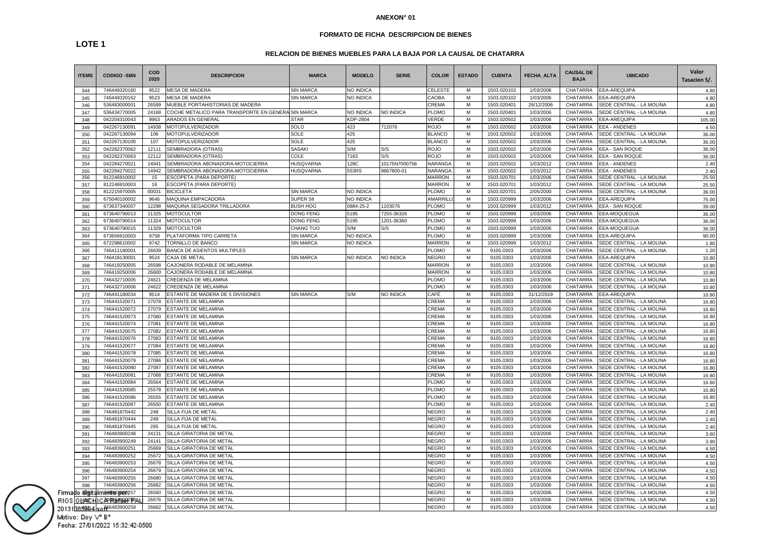**ANEXON° 01**

**FORMATO DE FICHA DESCRIPCION DE BIENES**

**LOTE 1**

**RELACION DE BIENES MUEBLES PARA LA BAJA POR LA CAUSAL DE CHATARRA**

| ITEMS | CODIGO -SBN | COD 2020 | DESCRIPCION | MARCA | MODELO | SERIE | COLOR | ESTADO | CUENTA | FECHA_ALTA | CAUSAL DE BAJA | UBICADO | Valor Tasacion S/. |
|---|---|---|---|---|---|---|---|---|---|---|---|---|---|
| 344 | 746449320160 | 9522 | MESA DE MADERA | SIN MARCA | NO INDICA | | CELESTE | M | 1503.020102 | 1/03/2006 | CHATARRA | EEA-AREQUIPA | 4.80 |
| 345 | 746449320162 | 9523 | MESA DE MADERA | SIN MARCA | NO INDICA | | CAOBA | M | 1503.020102 | 1/03/2006 | CHATARRA | EEA-AREQUIPA | 4.80 |
| 346 | 536483000001 | 26599 | MUEBLE PORTAHISTORIAS DE MADERA | | | | CREMA | M | 1503.020401 | 26/12/2006 | CHATARRA | SEDE CENTRAL - LA MOLINA | 4.80 |
| 347 | 536434770005 | 24168 | COCHE METALICO PARA TRANSPORTE EN GENERA | SIN MARCA | NO INDICA | NO INDICA | PLOMO | M | 1503.020401 | 1/03/2006 | CHATARRA | SEDE CENTRAL - LA MOLINA | 4.80 |
| 348 | 042204310043 | 9963 | ARADOS EN GENERAL | STAR | KDP-2804 | | VERDE | M | 1503.020502 | 1/03/2006 | CHATARRA | EEA-AREQUIPA | 105.00 |
| 349 | 042267130091 | 14938 | MOTOPULVERIZADOR | SOLO | 423 | 712076 | ROJO | M | 1503.020502 | 1/03/2006 | CHATARRA | EEA - ANDENES | 4.50 |
| 350 | 042267130094 | 106 | MOTOPULVERIZADOR | SOLE | 425 | | BLANCO | M | 1503.020502 | 1/03/2006 | CHATARRA | SEDE CENTRAL - LA MOLINA | 36.00 |
| 351 | 042267130100 | 107 | MOTOPULVERIZADOR | SOLE | 425 | | BLANCO | M | 1503.020502 | 1/03/2006 | CHATARRA | SEDE CENTRAL - LA MOLINA | 36.00 |
| 352 | 042282370062 | 12111 | SEMBRADORA (OTRAS) | SASAKI | S/M | S/S | ROJO | M | 1503.020502 | 1/03/2006 | CHATARRA | EEA - SAN ROQUE | 36.00 |
| 353 | 042282370063 | 12112 | SEMBRADORA (OTRAS) | COLE | 7163 | S/S | ROJO | M | 1503.020502 | 1/03/2006 | CHATARRA | EEA - SAN ROQUE | 36.00 |
| 354 | 042284270021 | 14941 | SEMBRADORA ABONADORA-MOTOCIERRA | HUSQVARNA | 128C | 10175N7000758 | NARANGA | M | 1503.020502 | 1/03/2012 | CHATARRA | EEA - ANDENES | 2.40 |
| 355 | 042284270022 | 14942 | SEMBRADORA ABONADORA-MOTOCIERRA | HUSQVARNA | 553RS | 9667800-01 | NARANGA | M | 1503.020502 | 1/03/2012 | CHATARRA | EEA - ANDENES | 2.40 |
| 356 | 812246910002 | 15 | ESCOPETA (PARA DEPORTE) | | | | MARRON | M | 1503.020701 | 1/03/2006 | CHATARRA | SEDE CENTRAL - LA MOLINA | 25.50 |
| 357 | 812246910003 | 16 | ESCOPETA (PARA DEPORTE) | | | | MARRON | M | 1503.020701 | 1/03/2012 | CHATARRA | SEDE CENTRAL - LA MOLINA | 25.50 |
| 358 | 812215970005 | 00031 | BICICLETA | SIN MARCA | NO INDICA | | PLOMO | M | 1503.020701 | 2/05/2000 | CHATARRA | SEDE CENTRAL - LA MOLINA | 36.00 |
| 359 | 675040100002 | 9646 | MAQUINA EMPACADORA | SUPER 58 | NO INDICA | | AMARRILLO | M | 1503.020999 | 1/03/2006 | CHATARRA | EEA-AREQUIPA | 75.00 |
| 360 | 673637340007 | 12298 | MAQUINA SEGADORA TRILLADORA | BUSH HOG | 0884-25-2 | 1103076 | PLOMO | M | 1503.020999 | 1/03/2012 | CHATARRA | EEA - SAN ROQUE | 39.00 |
| 361 | 673640790013 | 11325 | MOTOCULTOR | DONG FENG | 5195 | 7255-36326 | PLOMO | M | 1503.020999 | 1/03/2006 | CHATARRA | EEA-MOQUEGUA | 36.00 |
| 362 | 673640790014 | 11324 | MOTOCULTOR | DONG FENG | 5195 | 1201-36360 | PLOMO | M | 1503.020999 | 1/03/2006 | CHATARRA | EEA-MOQUEGUA | 36.00 |
| 363 | 673640790015 | 11329 | MOTOCULTOR | CHANG TUO | S/M | S/S | PLOMO | M | 1503.020999 | 1/03/2006 | CHATARRA | EEA-MOQUEGUA | 36.00 |
| 364 | 673656910003 | 9758 | PLATAFORMA TIPO CARRETA | SIN MARCA | NO INDICA | | PLOMO | M | 1503.020999 | 1/03/2006 | CHATARRA | EEA-AREQUIPA | 90.00 |
| 365 | 672298610002 | 9742 | TORNILLO DE BANCO | SIN MARCA | NO INDICA | | MARRON | M | 1503.020999 | 1/03/2012 | CHATARRA | SEDE CENTRAL - LA MOLINA | 1.80 |
| 366 | 746411180001 | 26639 | BANCA DE ASIENTOS MULTIPLES | | | | PLOMO | M | 9105.0303 | 1/03/2006 | CHATARRA | SEDE CENTRAL - LA MOLINA | 1.20 |
| 367 | 746418130001 | 9524 | CAJA DE METAL | SIN MARCA | NO INDICA | NO INDICA | NEGRO | M | 9105.0303 | 1/03/2006 | CHATARRA | EEA-AREQUIPA | 10.80 |
| 368 | 746419250005 | 26598 | CAJONERA RODABLE DE MELAMINA | | | | MARRON | M | 9105.0303 | 1/03/2006 | CHATARRA | SEDE CENTRAL - LA MOLINA | 10.80 |
| 369 | 746419250006 | 26600 | CAJONERA RODABLE DE MELAMINA | | | | MARRON | M | 9105.0303 | 1/03/2006 | CHATARRA | SEDE CENTRAL - LA MOLINA | 10.80 |
| 370 | 746432710005 | 24621 | CREDENZA DE MELAMINA | | | | PLOMO | M | 9105.0303 | 1/03/2006 | CHATARRA | SEDE CENTRAL - LA MOLINA | 10.80 |
| 371 | 746432710006 | 24622 | CREDENZA DE MELAMINA | | | | PLOMO | M | 9105.0303 | 1/03/2006 | CHATARRA | SEDE CENTRAL - LA MOLINA | 10.80 |
| 372 | 746441180034 | 9514 | ESTANTE DE MADERA DE 5 DIVISIONES | SIN MARCA | S/M | NO INDICA | CAFÉ | M | 9105.0303 | 31/12/2019 | CHATARRA | EEA-AREQUIPA | 10.80 |
| 373 | 746441520071 | 27078 | ESTANTE DE MELAMINA | | | | CREMA | M | 9105.0303 | 1/03/2006 | CHATARRA | SEDE CENTRAL - LA MOLINA | 16.80 |
| 374 | 746441520072 | 27079 | ESTANTE DE MELAMINA | | | | CREMA | M | 9105.0303 | 1/03/2006 | CHATARRA | SEDE CENTRAL - LA MOLINA | 16.80 |
| 375 | 746441520073 | 27080 | ESTANTE DE MELAMINA | | | | CREMA | M | 9105.0303 | 1/03/2006 | CHATARRA | SEDE CENTRAL - LA MOLINA | 16.80 |
| 376 | 746441520074 | 27081 | ESTANTE DE MELAMINA | | | | CREMA | M | 9105.0303 | 1/03/2006 | CHATARRA | SEDE CENTRAL - LA MOLINA | 16.80 |
| 377 | 746441520075 | 27082 | ESTANTE DE MELAMINA | | | | CREMA | M | 9105.0303 | 1/03/2006 | CHATARRA | SEDE CENTRAL - LA MOLINA | 16.80 |
| 378 | 746441520076 | 27083 | ESTANTE DE MELAMINA | | | | CREMA | M | 9105.0303 | 1/03/2006 | CHATARRA | SEDE CENTRAL - LA MOLINA | 16.80 |
| 379 | 746441520077 | 27084 | ESTANTE DE MELAMINA | | | | CREMA | M | 9105.0303 | 1/03/2006 | CHATARRA | SEDE CENTRAL - LA MOLINA | 16.80 |
| 380 | 746441520078 | 27085 | ESTANTE DE MELAMINA | | | | CREMA | M | 9105.0303 | 1/03/2006 | CHATARRA | SEDE CENTRAL - LA MOLINA | 16.80 |
| 381 | 746441520079 | 27086 | ESTANTE DE MELAMINA | | | | CREMA | M | 9105.0303 | 1/03/2006 | CHATARRA | SEDE CENTRAL - LA MOLINA | 16.80 |
| 382 | 746441520080 | 27087 | ESTANTE DE MELAMINA | | | | CREMA | M | 9105.0303 | 1/03/2006 | CHATARRA | SEDE CENTRAL - LA MOLINA | 16.80 |
| 383 | 746441520081 | 27088 | ESTANTE DE MELAMINA | | | | CREMA | M | 9105.0303 | 1/03/2006 | CHATARRA | SEDE CENTRAL - LA MOLINA | 16.80 |
| 384 | 746441520084 | 26564 | ESTANTE DE MELAMINA | | | | PLOMO | M | 9105.0303 | 1/03/2006 | CHATARRA | SEDE CENTRAL - LA MOLINA | 16.80 |
| 385 | 746441520085 | 25578 | ESTANTE DE MELAMINA | | | | PLOMO | M | 9105.0303 | 1/03/2006 | CHATARRA | SEDE CENTRAL - LA MOLINA | 16.80 |
| 386 | 746441520086 | 26555 | ESTANTE DE MELAMINA | | | | PLOMO | M | 9105.0303 | 1/03/2006 | CHATARRA | SEDE CENTRAL - LA MOLINA | 16.80 |
| 387 | 746441520087 | 26550 | ESTANTE DE MELAMINA | | | | PLOMO | M | 9105.0303 | 1/03/2006 | CHATARRA | SEDE CENTRAL - LA MOLINA | 2.40 |
| 388 | 746481870442 | 248 | SILLA FIJA DE METAL | | | | NEGRO | M | 9105.0303 | 1/03/2006 | CHATARRA | SEDE CENTRAL - LA MOLINA | 2.40 |
| 389 | 746481870444 | 249 | SILLA FIJA DE METAL | | | | NEGRO | M | 9105.0303 | 1/03/2006 | CHATARRA | SEDE CENTRAL - LA MOLINA | 2.40 |
| 390 | 746481870445 | 265 | SILLA FIJA DE METAL | | | | NEGRO | M | 9105.0303 | 1/03/2006 | CHATARRA | SEDE CENTRAL - LA MOLINA | 2.40 |
| 391 | 746483900248 | 24131 | SILLA GIRATORIA DE METAL | | | | NEGRO | M | 9105.0303 | 1/03/2006 | CHATARRA | SEDE CENTRAL - LA MOLINA | 3.60 |
| 392 | 746483900249 | 24141 | SILLA GIRATORIA DE METAL | | | | NEGRO | M | 9105.0303 | 1/03/2006 | CHATARRA | SEDE CENTRAL - LA MOLINA | 3.90 |
| 393 | 746483900251 | 25669 | SILLA GIRATORIA DE METAL | | | | NEGRO | M | 9105.0303 | 1/03/2006 | CHATARRA | SEDE CENTRAL - LA MOLINA | 4.50 |
| 394 | 746483900252 | 25672 | SILLA GIRATORIA DE METAL | | | | NEGRO | M | 9105.0303 | 1/03/2006 | CHATARRA | SEDE CENTRAL - LA MOLINA | 4.50 |
| 395 | 746483900253 | 26678 | SILLA GIRATORIA DE METAL | | | | NEGRO | M | 9105.0303 | 1/03/2006 | CHATARRA | SEDE CENTRAL - LA MOLINA | 4.50 |
| 396 | 746483900254 | 26679 | SILLA GIRATORIA DE METAL | | | | NEGRO | M | 9105.0303 | 1/03/2006 | CHATARRA | SEDE CENTRAL - LA MOLINA | 4.50 |
| 397 | 746483900255 | 26680 | SILLA GIRATORIA DE METAL | | | | NEGRO | M | 9105.0303 | 1/03/2006 | CHATARRA | SEDE CENTRAL - LA MOLINA | 4.50 |
| 398 | 746483900256 | 26682 | SILLA GIRATORIA DE METAL | | | | NEGRO | M | 9105.0303 | 1/03/2006 | CHATARRA | SEDE CENTRAL - LA MOLINA | 4.50 |
| 399 | 746483900257 | 26560 | SILLA GIRATORIA DE METAL | | | | NEGRO | M | 9105.0303 | 1/03/2006 | CHATARRA | SEDE CENTRAL - LA MOLINA | 4.50 |
| 400 | 746483900258 | 26676 | SILLA GIRATORIA DE METAL | | | | NEGRO | M | 9105.0303 | 1/03/2006 | CHATARRA | SEDE CENTRAL - LA MOLINA | 4.50 |
| 401 | 746483900259 | 26662 | SILLA GIRATORIA DE METAL | | | | NEGRO | M | 9105.0303 | 1/03/2006 | CHATARRA | SEDE CENTRAL - LA MOLINA | 4.50 |

Firmado digitalmente por:
RIOS OLACHICA Rafael FAU 20131365994 soft
Motivo: Doy V° B°
Fecha: 27/01/2022 15:32:42-0500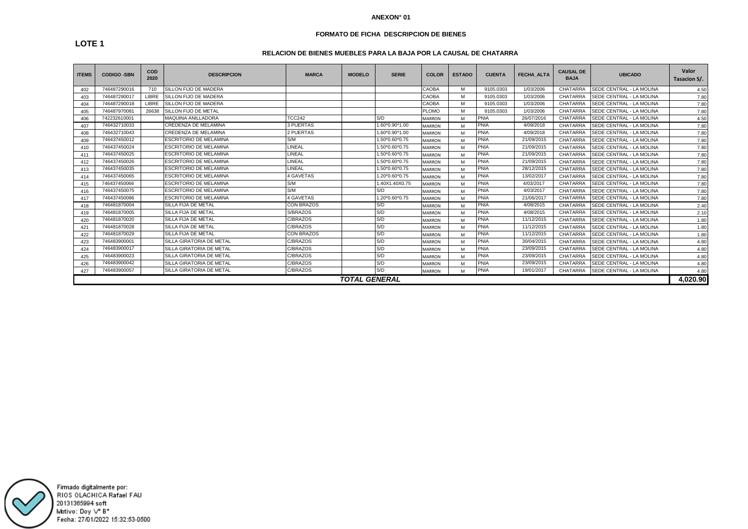**ANEXON° 01**

**FORMATO DE FICHA DESCRIPCION DE BIENES**

**LOTE 1**

**RELACION DE BIENES MUEBLES PARA LA BAJA POR LA CAUSAL DE CHATARRA**

| ITEMS | CODIGO -SBN | COD 2020 | DESCRIPCION | MARCA | MODELO | SERIE | COLOR | ESTADO | CUENTA | FECHA_ALTA | CAUSAL DE BAJA | UBICADO | Valor Tasacion S/. |
|---|---|---|---|---|---|---|---|---|---|---|---|---|---|
| 402 | 746487290016 | 710 | SILLON FIJO DE MADERA | | | | CAOBA | M | 9105.0303 | 1/03/2006 | CHATARRA | SEDE CENTRAL - LA MOLINA | 4.50 |
| 403 | 746487290017 | LIBRE | SILLON FIJO DE MADERA | | | | CAOBA | M | 9105.0303 | 1/03/2006 | CHATARRA | SEDE CENTRAL - LA MOLINA | 7.80 |
| 404 | 746487290018 | LIBRE | SILLON FIJO DE MADERA | | | | CAOBA | M | 9105.0303 | 1/03/2006 | CHATARRA | SEDE CENTRAL - LA MOLINA | 7.80 |
| 405 | 746487970081 | 26638 | SILLON FIJO DE METAL | | | | PLOMO | M | 9105.0303 | 1/03/2006 | CHATARRA | SEDE CENTRAL - LA MOLINA | 7.80 |
| 406 | 742232610001 | | MAQUINA ANILLADORA | TCC242 | | S/D | MARRON | M | PNIA | 26/07/2016 | CHATARRA | SEDE CENTRAL - LA MOLINA | 4.50 |
| 407 | 746432710033 | | CREDENZA DE MELAMINA | 3 PUERTAS | | 1.60*0.90*1.00 | MARRON | M | PNIA | 4/09/2018 | CHATARRA | SEDE CENTRAL - LA MOLINA | 7.80 |
| 408 | 746432710043 | | CREDENZA DE MELAMINA | 2 PUERTAS | | 1.60*0.90*1.00 | MARRON | M | PNIA | 4/09/2018 | CHATARRA | SEDE CENTRAL - LA MOLINA | 7.80 |
| 409 | 746437450012 | | ESCRITORIO DE MELAMINA | S/M | | 1.50*0.60*0.75 | MARRON | M | PNIA | 21/09/2015 | CHATARRA | SEDE CENTRAL - LA MOLINA | 7.80 |
| 410 | 746437450024 | | ESCRITORIO DE MELAMINA | LINEAL | | 1.50*0.60*0.75 | MARRON | M | PNIA | 21/09/2015 | CHATARRA | SEDE CENTRAL - LA MOLINA | 7.80 |
| 411 | 746437450025 | | ESCRITORIO DE MELAMINA | LINEAL | | 1.50*0.60*0.75 | MARRON | M | PNIA | 21/09/2015 | CHATARRA | SEDE CENTRAL - LA MOLINA | 7.80 |
| 412 | 746437450026 | | ESCRITORIO DE MELAMINA | LINEAL | | 1.50*0.60*0.75 | MARRON | M | PNIA | 21/09/2015 | CHATARRA | SEDE CENTRAL - LA MOLINA | 7.80 |
| 413 | 746437450035 | | ESCRITORIO DE MELAMINA | LINEAL | | 1.50*0.60*0.75 | MARRON | M | PNIA | 28/12/2015 | CHATARRA | SEDE CENTRAL - LA MOLINA | 7.80 |
| 414 | 746437450065 | | ESCRITORIO DE MELAMINA | 4 GAVETAS | | 1.20*0.60*0.75 | MARRON | M | PNIA | 13/02/2017 | CHATARRA | SEDE CENTRAL - LA MOLINA | 7.80 |
| 415 | 746437450066 | | ESCRITORIO DE MELAMINA | S/M | | 1.40X1.40X0.75 | MARRON | M | PNIA | 4/03/2017 | CHATARRA | SEDE CENTRAL - LA MOLINA | 7.80 |
| 416 | 746437450075 | | ESCRITORIO DE MELAMINA | S/M | | S/D | MARRON | M | PNIA | 4/03/2017 | CHATARRA | SEDE CENTRAL - LA MOLINA | 7.80 |
| 417 | 746437450086 | | ESCRITORIO DE MELAMINA | 4 GAVETAS | | 1.20*0.60*0.75 | MARRON | M | PNIA | 21/06/2017 | CHATARRA | SEDE CENTRAL - LA MOLINA | 7.80 |
| 418 | 746481870004 | | SILLA FIJA DE METAL | CON BRAZOS | | S/D | MARRON | M | PNIA | 4/08/2015 | CHATARRA | SEDE CENTRAL - LA MOLINA | 2.40 |
| 419 | 746481870005 | | SILLA FIJA DE METAL | S/BRAZOS | | S/D | MARRON | M | PNIA | 4/08/2015 | CHATARRA | SEDE CENTRAL - LA MOLINA | 2.10 |
| 420 | 746481870020 | | SILLA FIJA DE METAL | C/BRAZOS | | S/D | MARRON | M | PNIA | 11/12/2015 | CHATARRA | SEDE CENTRAL - LA MOLINA | 1.80 |
| 421 | 746481870028 | | SILLA FIJA DE METAL | C/BRAZOS | | S/D | MARRON | M | PNIA | 11/12/2015 | CHATARRA | SEDE CENTRAL - LA MOLINA | 1.80 |
| 422 | 746481870029 | | SILLA FIJA DE METAL | CON BRAZOS | | S/D | MARRON | M | PNIA | 11/12/2015 | CHATARRA | SEDE CENTRAL - LA MOLINA | 1.80 |
| 423 | 746483900001 | | SILLA GIRATORIA DE METAL | C/BRAZOS | | S/D | MARRON | M | PNIA | 30/04/2015 | CHATARRA | SEDE CENTRAL - LA MOLINA | 4.80 |
| 424 | 746483900017 | | SILLA GIRATORIA DE METAL | C/BRAZOS | | S/D | MARRON | M | PNIA | 23/09/2015 | CHATARRA | SEDE CENTRAL - LA MOLINA | 4.80 |
| 425 | 746483900023 | | SILLA GIRATORIA DE METAL | C/BRAZOS | | S/D | MARRON | M | PNIA | 23/09/2015 | CHATARRA | SEDE CENTRAL - LA MOLINA | 4.80 |
| 426 | 746483900042 | | SILLA GIRATORIA DE METAL | C/BRAZOS | | S/D | MARRON | M | PNIA | 23/09/2015 | CHATARRA | SEDE CENTRAL - LA MOLINA | 4.80 |
| 427 | 746483900057 | | SILLA GIRATORIA DE METAL | C/BRAZOS | | S/D | MARRON | M | PNIA | 19/01/2017 | CHATARRA | SEDE CENTRAL - LA MOLINA | 4.80 |
| | | | | | ***TOTAL GENERAL*** | | | | | | | | **4,020.90** |

Firmado digitalmente por:
RIOS OLACHICA Rafael FAU
20131365994 soft
Motivo: Doy V° B°
Fecha: 27/01/2022 15:32:53-0500